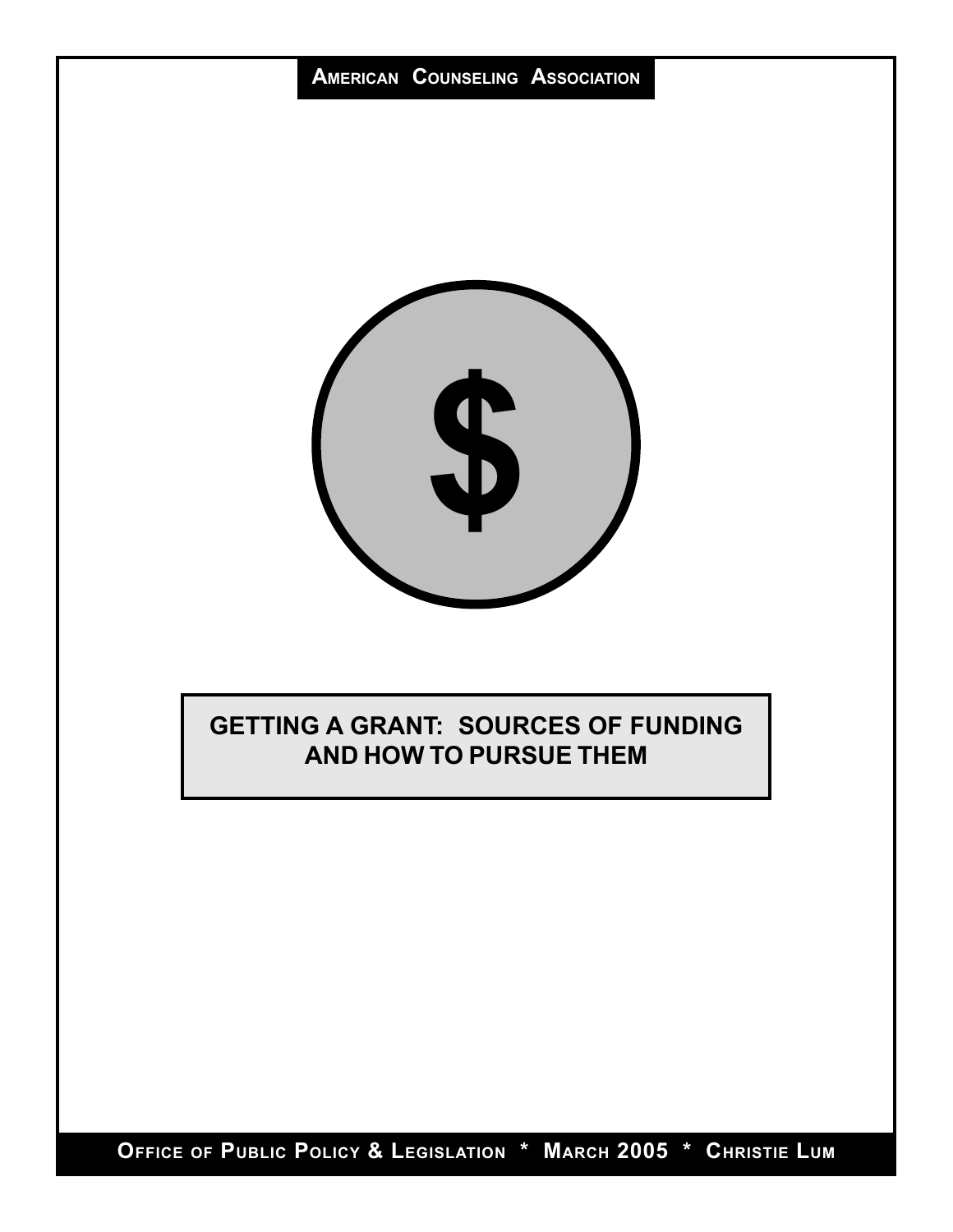American Counseling Association

# GETTING A GRANT: SOURCES OF FUNDING AND HOW TO PURSUE THEM

Office of Public Policy & Legislation * March 2005 * Christie Lum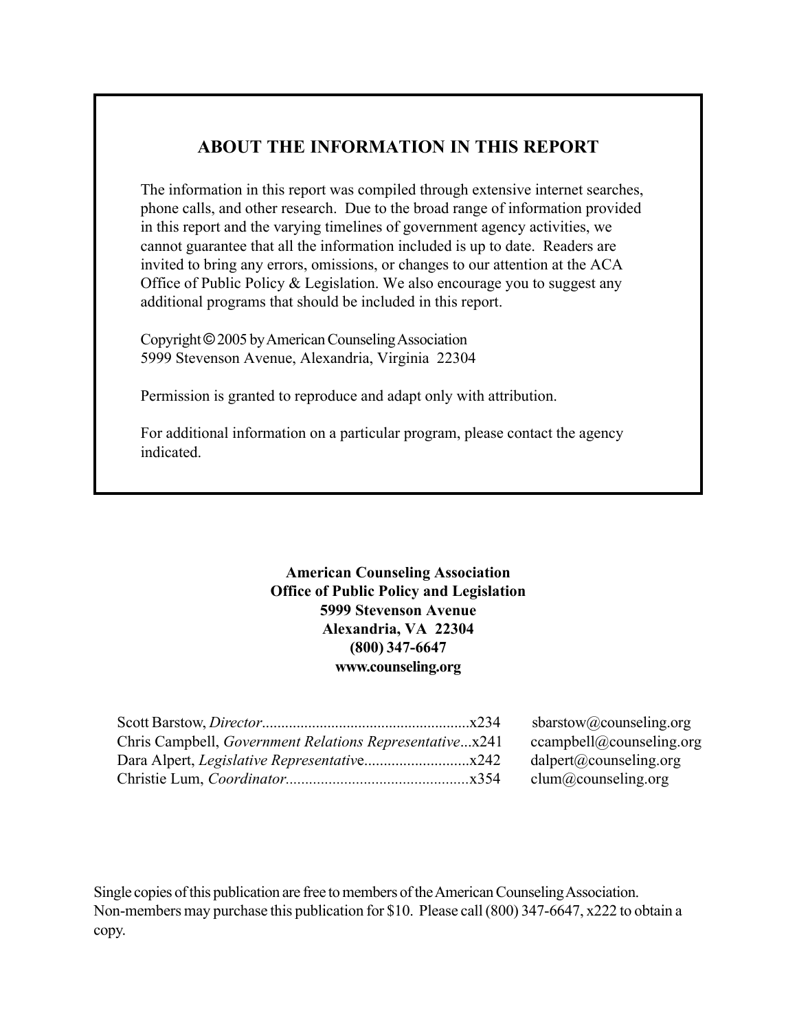## ABOUT THE INFORMATION IN THIS REPORT

The information in this report was compiled through extensive internet searches, phone calls, and other research. Due to the broad range of information provided in this report and the varying timelines of government agency activities, we cannot guarantee that all the information included is up to date. Readers are invited to bring any errors, omissions, or changes to our attention at the ACA Office of Public Policy & Legislation. We also encourage you to suggest any additional programs that should be included in this report.

Copyright © 2005 by American Counseling Association
5999 Stevenson Avenue, Alexandria, Virginia 22304

Permission is granted to reproduce and adapt only with attribution.

For additional information on a particular program, please contact the agency indicated.

**American Counseling Association**
**Office of Public Policy and Legislation**
**5999 Stevenson Avenue**
**Alexandria, VA 22304**
**(800) 347-6647**
**www.counseling.org**

Scott Barstow, *Director*.....................................................x234 sbarstow@counseling.org
Chris Campbell, *Government Relations Representative*...x241 ccampbell@counseling.org
Dara Alpert, *Legislative Representative*...........................x242 dalpert@counseling.org
Christie Lum, *Coordinator*...............................................x354 clum@counseling.org

Single copies of this publication are free to members of the American Counseling Association. Non-members may purchase this publication for $10. Please call (800) 347-6647, x222 to obtain a copy.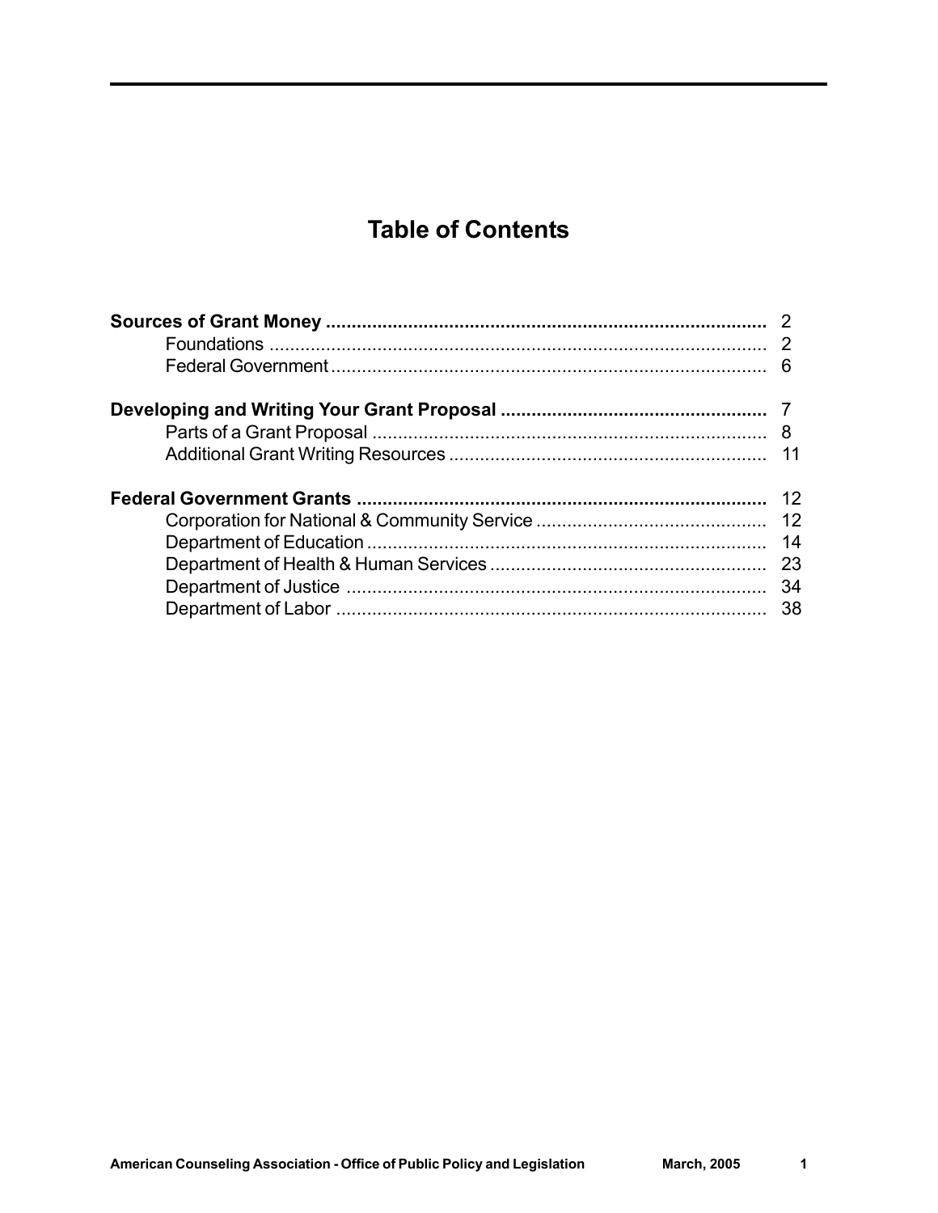# Table of Contents

**Sources of Grant Money** ..................................................................................... 2
- Foundations ................................................................................................ 2
- Federal Government .................................................................................... 6

**Developing and Writing Your Grant Proposal** ................................................... 7
- Parts of a Grant Proposal ............................................................................. 8
- Additional Grant Writing Resources ............................................................. 11

**Federal Government Grants** .............................................................................. 12
- Corporation for National & Community Service ............................................ 12
- Department of Education ............................................................................. 14
- Department of Health & Human Services ..................................................... 23
- Department of Justice ................................................................................. 34
- Department of Labor ................................................................................... 38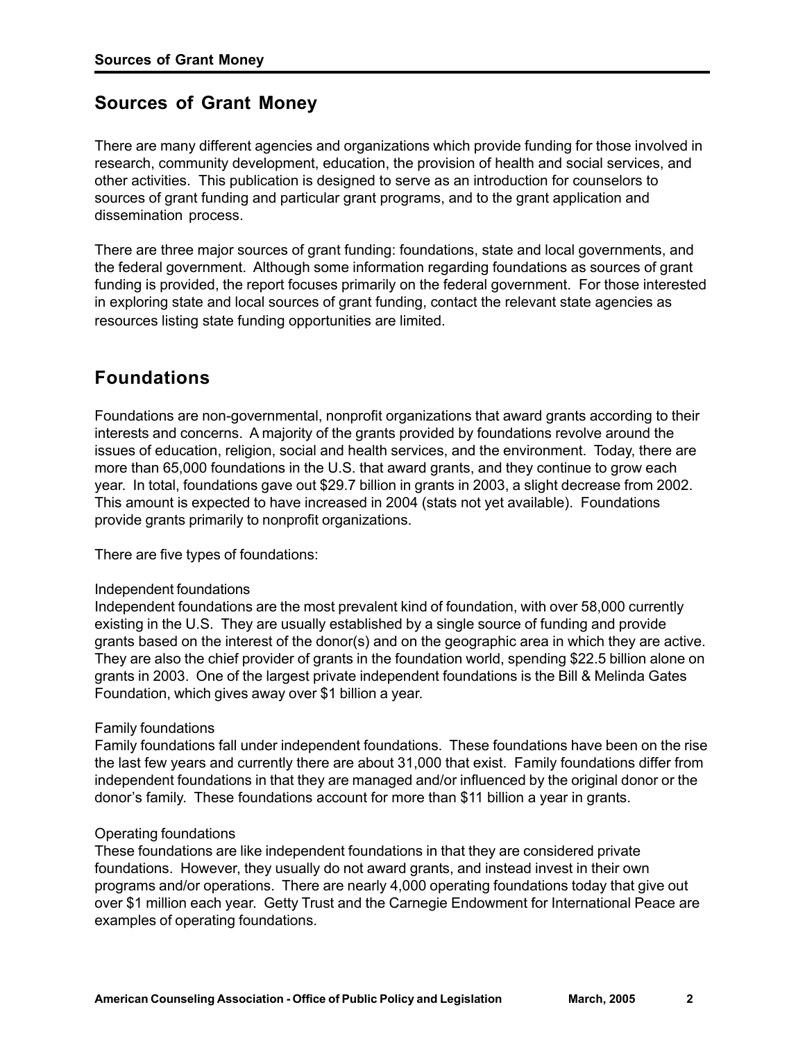## Sources of Grant Money

There are many different agencies and organizations which provide funding for those involved in research, community development, education, the provision of health and social services, and other activities. This publication is designed to serve as an introduction for counselors to sources of grant funding and particular grant programs, and to the grant application and dissemination process.

There are three major sources of grant funding: foundations, state and local governments, and the federal government. Although some information regarding foundations as sources of grant funding is provided, the report focuses primarily on the federal government. For those interested in exploring state and local sources of grant funding, contact the relevant state agencies as resources listing state funding opportunities are limited.

## Foundations

Foundations are non-governmental, nonprofit organizations that award grants according to their interests and concerns. A majority of the grants provided by foundations revolve around the issues of education, religion, social and health services, and the environment. Today, there are more than 65,000 foundations in the U.S. that award grants, and they continue to grow each year. In total, foundations gave out $29.7 billion in grants in 2003, a slight decrease from 2002. This amount is expected to have increased in 2004 (stats not yet available). Foundations provide grants primarily to nonprofit organizations.

There are five types of foundations:

Independent foundations
Independent foundations are the most prevalent kind of foundation, with over 58,000 currently existing in the U.S. They are usually established by a single source of funding and provide grants based on the interest of the donor(s) and on the geographic area in which they are active. They are also the chief provider of grants in the foundation world, spending $22.5 billion alone on grants in 2003. One of the largest private independent foundations is the Bill & Melinda Gates Foundation, which gives away over $1 billion a year.

Family foundations
Family foundations fall under independent foundations. These foundations have been on the rise the last few years and currently there are about 31,000 that exist. Family foundations differ from independent foundations in that they are managed and/or influenced by the original donor or the donor's family. These foundations account for more than $11 billion a year in grants.

Operating foundations
These foundations are like independent foundations in that they are considered private foundations. However, they usually do not award grants, and instead invest in their own programs and/or operations. There are nearly 4,000 operating foundations today that give out over $1 million each year. Getty Trust and the Carnegie Endowment for International Peace are examples of operating foundations.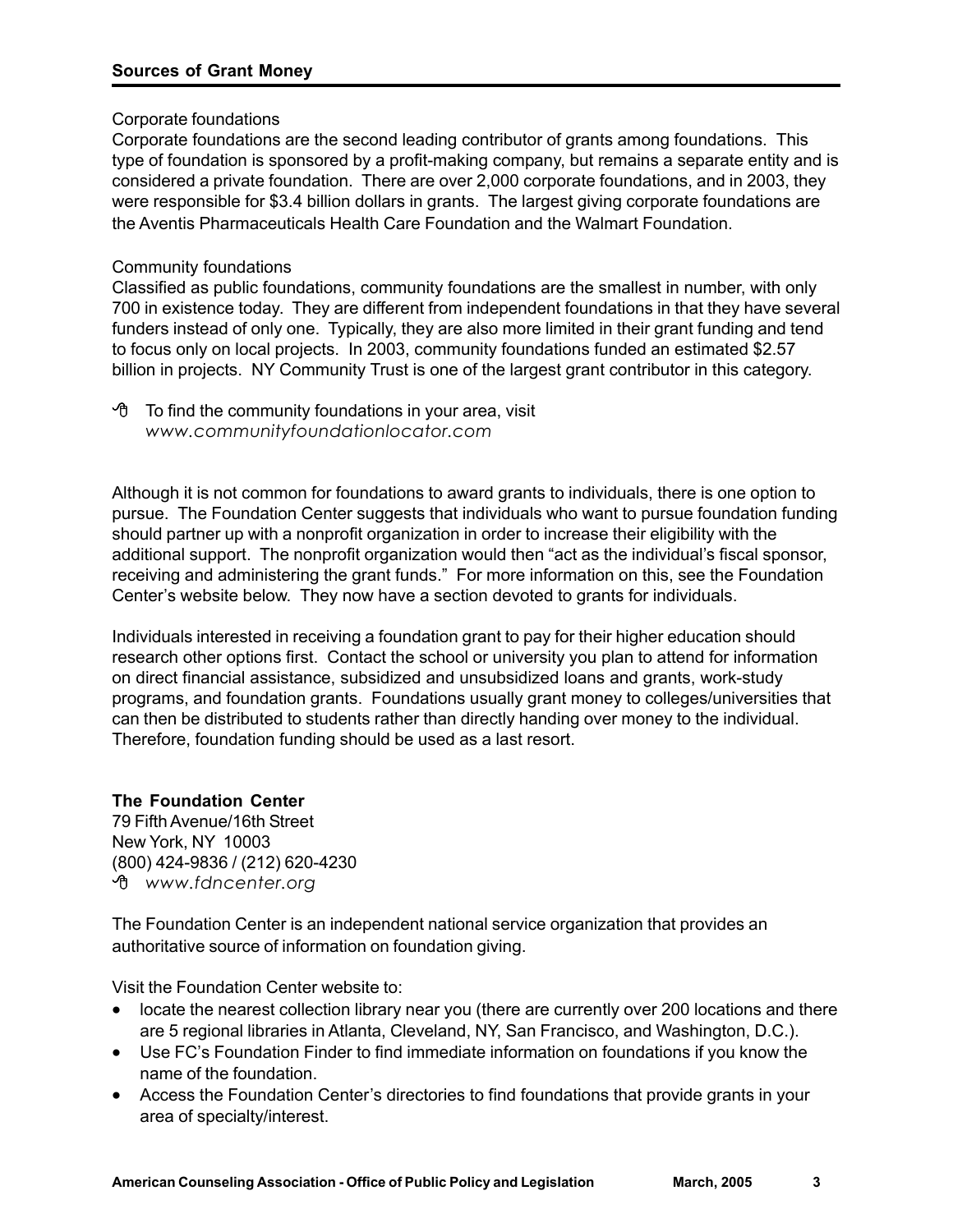## Sources of Grant Money

Corporate foundations

Corporate foundations are the second leading contributor of grants among foundations. This type of foundation is sponsored by a profit-making company, but remains a separate entity and is considered a private foundation. There are over 2,000 corporate foundations, and in 2003, they were responsible for $3.4 billion dollars in grants. The largest giving corporate foundations are the Aventis Pharmaceuticals Health Care Foundation and the Walmart Foundation.

Community foundations

Classified as public foundations, community foundations are the smallest in number, with only 700 in existence today. They are different from independent foundations in that they have several funders instead of only one. Typically, they are also more limited in their grant funding and tend to focus only on local projects. In 2003, community foundations funded an estimated $2.57 billion in projects. NY Community Trust is one of the largest grant contributor in this category.

To find the community foundations in your area, visit *www.communityfoundationlocator.com*

Although it is not common for foundations to award grants to individuals, there is one option to pursue. The Foundation Center suggests that individuals who want to pursue foundation funding should partner up with a nonprofit organization in order to increase their eligibility with the additional support. The nonprofit organization would then "act as the individual's fiscal sponsor, receiving and administering the grant funds." For more information on this, see the Foundation Center's website below. They now have a section devoted to grants for individuals.

Individuals interested in receiving a foundation grant to pay for their higher education should research other options first. Contact the school or university you plan to attend for information on direct financial assistance, subsidized and unsubsidized loans and grants, work-study programs, and foundation grants. Foundations usually grant money to colleges/universities that can then be distributed to students rather than directly handing over money to the individual. Therefore, foundation funding should be used as a last resort.

**The Foundation Center**
79 Fifth Avenue/16th Street
New York, NY 10003
(800) 424-9836 / (212) 620-4230
*www.fdncenter.org*

The Foundation Center is an independent national service organization that provides an authoritative source of information on foundation giving.

Visit the Foundation Center website to:

- locate the nearest collection library near you (there are currently over 200 locations and there are 5 regional libraries in Atlanta, Cleveland, NY, San Francisco, and Washington, D.C.).
- Use FC's Foundation Finder to find immediate information on foundations if you know the name of the foundation.
- Access the Foundation Center's directories to find foundations that provide grants in your area of specialty/interest.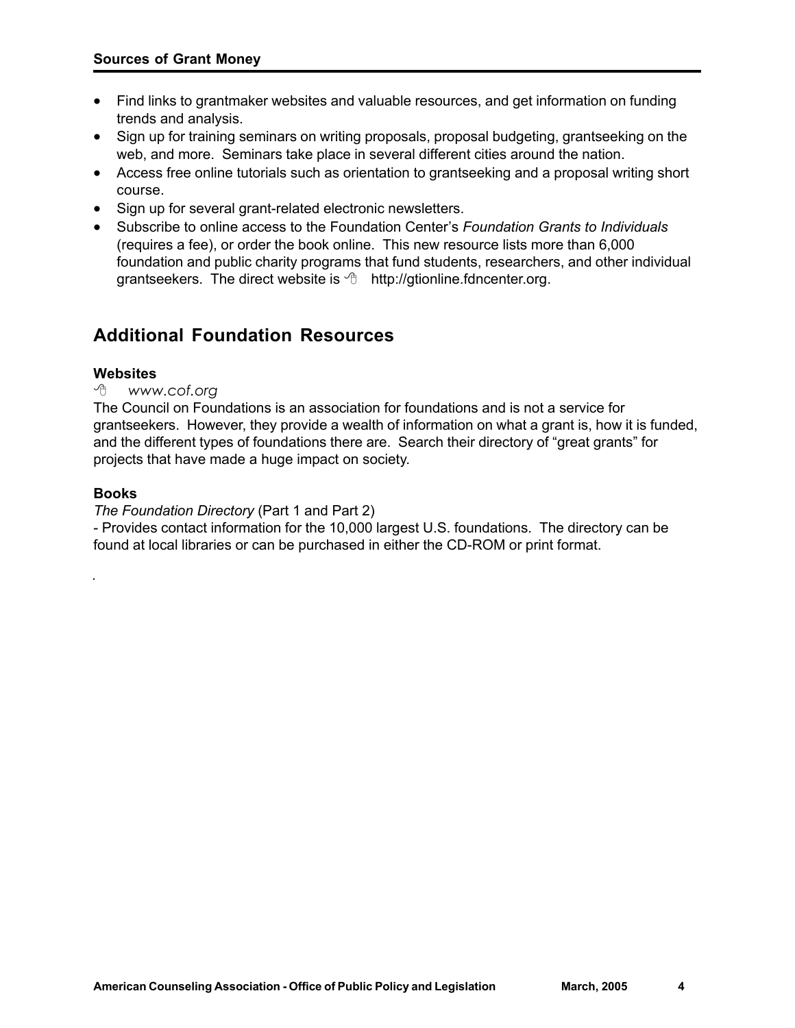- Find links to grantmaker websites and valuable resources, and get information on funding trends and analysis.
- Sign up for training seminars on writing proposals, proposal budgeting, grantseeking on the web, and more. Seminars take place in several different cities around the nation.
- Access free online tutorials such as orientation to grantseeking and a proposal writing short course.
- Sign up for several grant-related electronic newsletters.
- Subscribe to online access to the Foundation Center's *Foundation Grants to Individuals* (requires a fee), or order the book online. This new resource lists more than 6,000 foundation and public charity programs that fund students, researchers, and other individual grantseekers. The direct website is http://gtionline.fdncenter.org.

## Additional Foundation Resources

**Websites**

*www.cof.org*

The Council on Foundations is an association for foundations and is not a service for grantseekers. However, they provide a wealth of information on what a grant is, how it is funded, and the different types of foundations there are. Search their directory of "great grants" for projects that have made a huge impact on society.

**Books**

*The Foundation Directory* (Part 1 and Part 2)

- Provides contact information for the 10,000 largest U.S. foundations. The directory can be found at local libraries or can be purchased in either the CD-ROM or print format.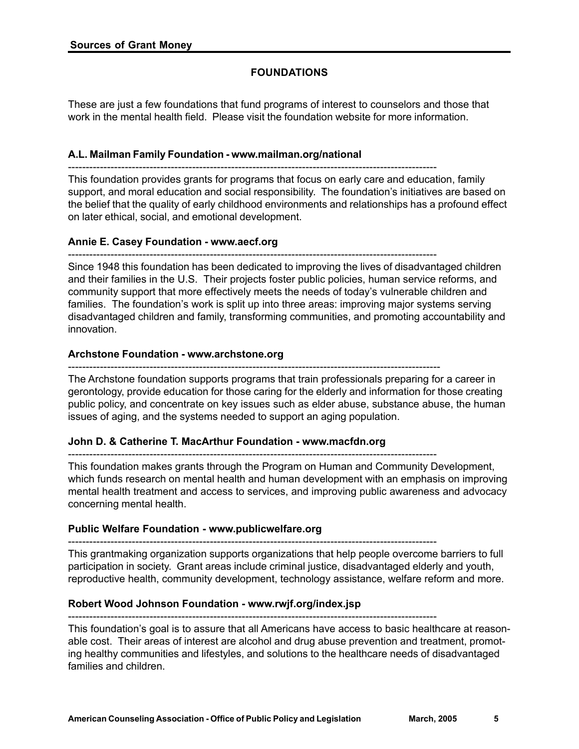**Sources of Grant Money**

## FOUNDATIONS

These are just a few foundations that fund programs of interest to counselors and those that work in the mental health field. Please visit the foundation website for more information.

### A.L. Mailman Family Foundation - www.mailman.org/national

This foundation provides grants for programs that focus on early care and education, family support, and moral education and social responsibility. The foundation's initiatives are based on the belief that the quality of early childhood environments and relationships has a profound effect on later ethical, social, and emotional development.

### Annie E. Casey Foundation - www.aecf.org

Since 1948 this foundation has been dedicated to improving the lives of disadvantaged children and their families in the U.S. Their projects foster public policies, human service reforms, and community support that more effectively meets the needs of today's vulnerable children and families. The foundation's work is split up into three areas: improving major systems serving disadvantaged children and family, transforming communities, and promoting accountability and innovation.

### Archstone Foundation - www.archstone.org

The Archstone foundation supports programs that train professionals preparing for a career in gerontology, provide education for those caring for the elderly and information for those creating public policy, and concentrate on key issues such as elder abuse, substance abuse, the human issues of aging, and the systems needed to support an aging population.

### John D. & Catherine T. MacArthur Foundation - www.macfdn.org

This foundation makes grants through the Program on Human and Community Development, which funds research on mental health and human development with an emphasis on improving mental health treatment and access to services, and improving public awareness and advocacy concerning mental health.

### Public Welfare Foundation - www.publicwelfare.org

This grantmaking organization supports organizations that help people overcome barriers to full participation in society. Grant areas include criminal justice, disadvantaged elderly and youth, reproductive health, community development, technology assistance, welfare reform and more.

### Robert Wood Johnson Foundation - www.rwjf.org/index.jsp

This foundation's goal is to assure that all Americans have access to basic healthcare at reasonable cost. Their areas of interest are alcohol and drug abuse prevention and treatment, promoting healthy communities and lifestyles, and solutions to the healthcare needs of disadvantaged families and children.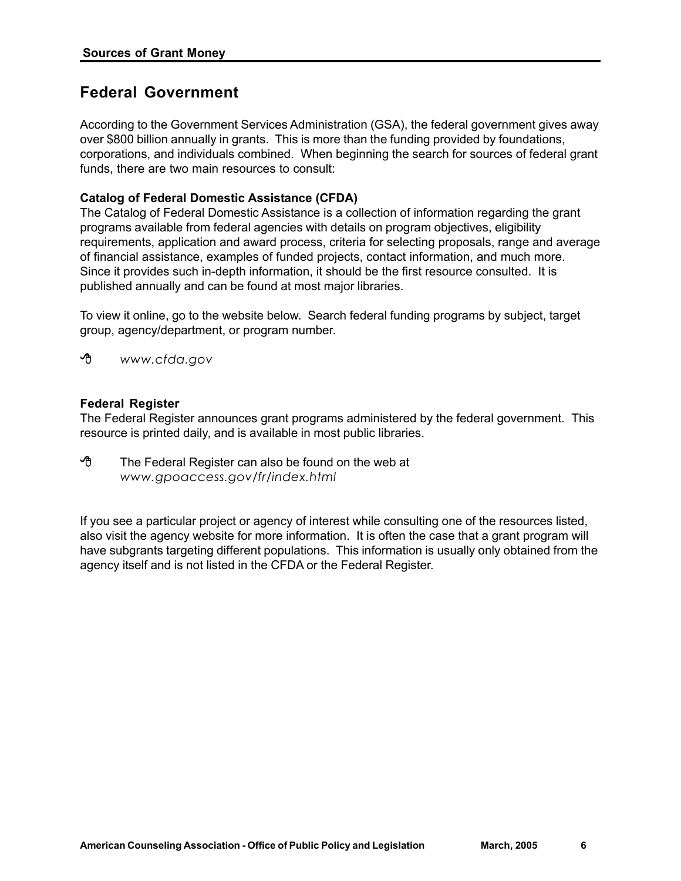## Federal Government

According to the Government Services Administration (GSA), the federal government gives away over $800 billion annually in grants. This is more than the funding provided by foundations, corporations, and individuals combined. When beginning the search for sources of federal grant funds, there are two main resources to consult:

**Catalog of Federal Domestic Assistance (CFDA)**
The Catalog of Federal Domestic Assistance is a collection of information regarding the grant programs available from federal agencies with details on program objectives, eligibility requirements, application and award process, criteria for selecting proposals, range and average of financial assistance, examples of funded projects, contact information, and much more. Since it provides such in-depth information, it should be the first resource consulted. It is published annually and can be found at most major libraries.

To view it online, go to the website below. Search federal funding programs by subject, target group, agency/department, or program number.

- *www.cfda.gov*

**Federal Register**
The Federal Register announces grant programs administered by the federal government. This resource is printed daily, and is available in most public libraries.

- The Federal Register can also be found on the web at *www.gpoaccess.gov/fr/index.html*

If you see a particular project or agency of interest while consulting one of the resources listed, also visit the agency website for more information. It is often the case that a grant program will have subgrants targeting different populations. This information is usually only obtained from the agency itself and is not listed in the CFDA or the Federal Register.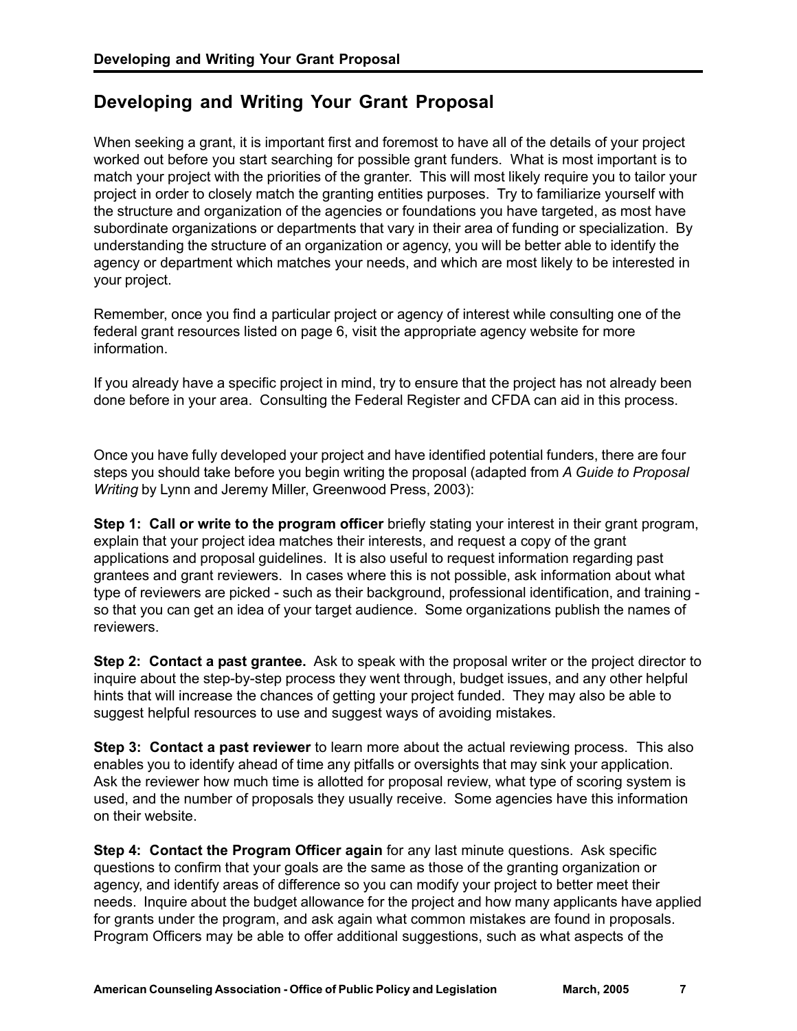## Developing and Writing Your Grant Proposal

When seeking a grant, it is important first and foremost to have all of the details of your project worked out before you start searching for possible grant funders. What is most important is to match your project with the priorities of the granter. This will most likely require you to tailor your project in order to closely match the granting entities purposes. Try to familiarize yourself with the structure and organization of the agencies or foundations you have targeted, as most have subordinate organizations or departments that vary in their area of funding or specialization. By understanding the structure of an organization or agency, you will be better able to identify the agency or department which matches your needs, and which are most likely to be interested in your project.

Remember, once you find a particular project or agency of interest while consulting one of the federal grant resources listed on page 6, visit the appropriate agency website for more information.

If you already have a specific project in mind, try to ensure that the project has not already been done before in your area. Consulting the Federal Register and CFDA can aid in this process.

Once you have fully developed your project and have identified potential funders, there are four steps you should take before you begin writing the proposal (adapted from *A Guide to Proposal Writing* by Lynn and Jeremy Miller, Greenwood Press, 2003):

**Step 1: Call or write to the program officer** briefly stating your interest in their grant program, explain that your project idea matches their interests, and request a copy of the grant applications and proposal guidelines. It is also useful to request information regarding past grantees and grant reviewers. In cases where this is not possible, ask information about what type of reviewers are picked - such as their background, professional identification, and training - so that you can get an idea of your target audience. Some organizations publish the names of reviewers.

**Step 2: Contact a past grantee.** Ask to speak with the proposal writer or the project director to inquire about the step-by-step process they went through, budget issues, and any other helpful hints that will increase the chances of getting your project funded. They may also be able to suggest helpful resources to use and suggest ways of avoiding mistakes.

**Step 3: Contact a past reviewer** to learn more about the actual reviewing process. This also enables you to identify ahead of time any pitfalls or oversights that may sink your application. Ask the reviewer how much time is allotted for proposal review, what type of scoring system is used, and the number of proposals they usually receive. Some agencies have this information on their website.

**Step 4: Contact the Program Officer again** for any last minute questions. Ask specific questions to confirm that your goals are the same as those of the granting organization or agency, and identify areas of difference so you can modify your project to better meet their needs. Inquire about the budget allowance for the project and how many applicants have applied for grants under the program, and ask again what common mistakes are found in proposals. Program Officers may be able to offer additional suggestions, such as what aspects of the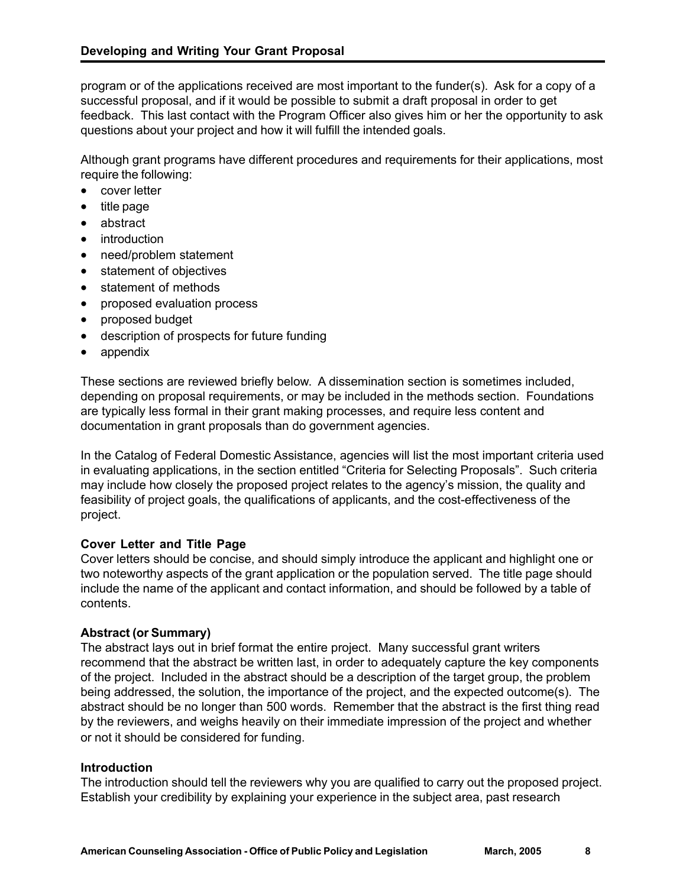program or of the applications received are most important to the funder(s). Ask for a copy of a successful proposal, and if it would be possible to submit a draft proposal in order to get feedback. This last contact with the Program Officer also gives him or her the opportunity to ask questions about your project and how it will fulfill the intended goals.

Although grant programs have different procedures and requirements for their applications, most require the following:

- cover letter
- title page
- abstract
- introduction
- need/problem statement
- statement of objectives
- statement of methods
- proposed evaluation process
- proposed budget
- description of prospects for future funding
- appendix

These sections are reviewed briefly below. A dissemination section is sometimes included, depending on proposal requirements, or may be included in the methods section. Foundations are typically less formal in their grant making processes, and require less content and documentation in grant proposals than do government agencies.

In the Catalog of Federal Domestic Assistance, agencies will list the most important criteria used in evaluating applications, in the section entitled "Criteria for Selecting Proposals". Such criteria may include how closely the proposed project relates to the agency's mission, the quality and feasibility of project goals, the qualifications of applicants, and the cost-effectiveness of the project.

### Cover Letter and Title Page

Cover letters should be concise, and should simply introduce the applicant and highlight one or two noteworthy aspects of the grant application or the population served. The title page should include the name of the applicant and contact information, and should be followed by a table of contents.

### Abstract (or Summary)

The abstract lays out in brief format the entire project. Many successful grant writers recommend that the abstract be written last, in order to adequately capture the key components of the project. Included in the abstract should be a description of the target group, the problem being addressed, the solution, the importance of the project, and the expected outcome(s). The abstract should be no longer than 500 words. Remember that the abstract is the first thing read by the reviewers, and weighs heavily on their immediate impression of the project and whether or not it should be considered for funding.

### Introduction

The introduction should tell the reviewers why you are qualified to carry out the proposed project. Establish your credibility by explaining your experience in the subject area, past research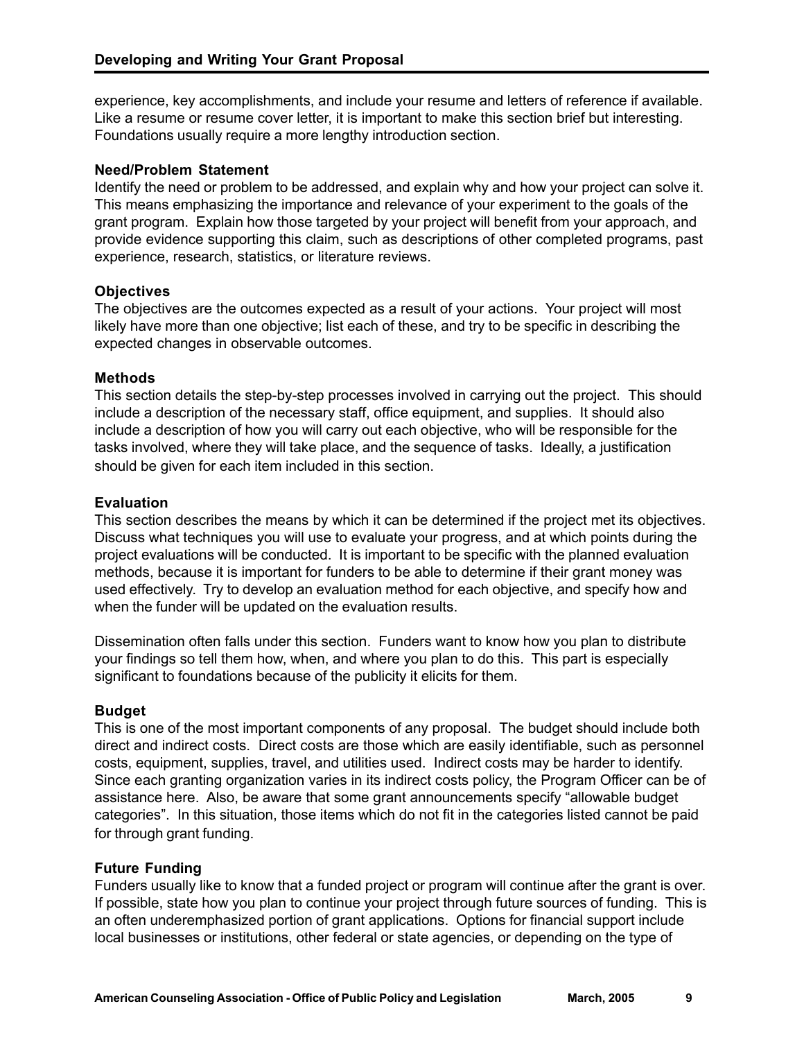experience, key accomplishments, and include your resume and letters of reference if available. Like a resume or resume cover letter, it is important to make this section brief but interesting. Foundations usually require a more lengthy introduction section.

### Need/Problem Statement

Identify the need or problem to be addressed, and explain why and how your project can solve it. This means emphasizing the importance and relevance of your experiment to the goals of the grant program. Explain how those targeted by your project will benefit from your approach, and provide evidence supporting this claim, such as descriptions of other completed programs, past experience, research, statistics, or literature reviews.

### Objectives

The objectives are the outcomes expected as a result of your actions. Your project will most likely have more than one objective; list each of these, and try to be specific in describing the expected changes in observable outcomes.

### Methods

This section details the step-by-step processes involved in carrying out the project. This should include a description of the necessary staff, office equipment, and supplies. It should also include a description of how you will carry out each objective, who will be responsible for the tasks involved, where they will take place, and the sequence of tasks. Ideally, a justification should be given for each item included in this section.

### Evaluation

This section describes the means by which it can be determined if the project met its objectives. Discuss what techniques you will use to evaluate your progress, and at which points during the project evaluations will be conducted. It is important to be specific with the planned evaluation methods, because it is important for funders to be able to determine if their grant money was used effectively. Try to develop an evaluation method for each objective, and specify how and when the funder will be updated on the evaluation results.

Dissemination often falls under this section. Funders want to know how you plan to distribute your findings so tell them how, when, and where you plan to do this. This part is especially significant to foundations because of the publicity it elicits for them.

### Budget

This is one of the most important components of any proposal. The budget should include both direct and indirect costs. Direct costs are those which are easily identifiable, such as personnel costs, equipment, supplies, travel, and utilities used. Indirect costs may be harder to identify. Since each granting organization varies in its indirect costs policy, the Program Officer can be of assistance here. Also, be aware that some grant announcements specify "allowable budget categories". In this situation, those items which do not fit in the categories listed cannot be paid for through grant funding.

### Future Funding

Funders usually like to know that a funded project or program will continue after the grant is over. If possible, state how you plan to continue your project through future sources of funding. This is an often underemphasized portion of grant applications. Options for financial support include local businesses or institutions, other federal or state agencies, or depending on the type of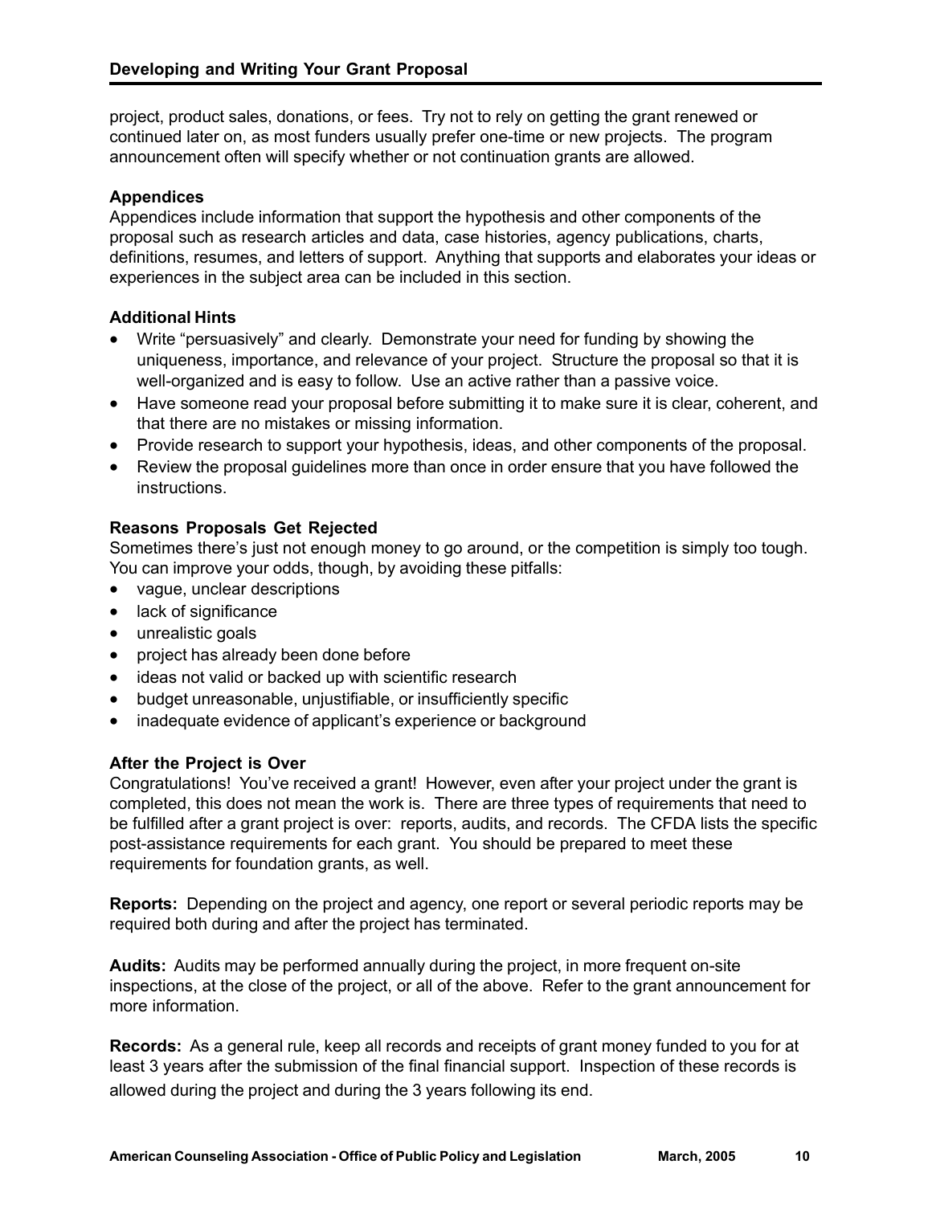project, product sales, donations, or fees. Try not to rely on getting the grant renewed or continued later on, as most funders usually prefer one-time or new projects. The program announcement often will specify whether or not continuation grants are allowed.

### Appendices

Appendices include information that support the hypothesis and other components of the proposal such as research articles and data, case histories, agency publications, charts, definitions, resumes, and letters of support. Anything that supports and elaborates your ideas or experiences in the subject area can be included in this section.

### Additional Hints

- Write "persuasively" and clearly. Demonstrate your need for funding by showing the uniqueness, importance, and relevance of your project. Structure the proposal so that it is well-organized and is easy to follow. Use an active rather than a passive voice.
- Have someone read your proposal before submitting it to make sure it is clear, coherent, and that there are no mistakes or missing information.
- Provide research to support your hypothesis, ideas, and other components of the proposal.
- Review the proposal guidelines more than once in order ensure that you have followed the instructions.

### Reasons Proposals Get Rejected

Sometimes there's just not enough money to go around, or the competition is simply too tough. You can improve your odds, though, by avoiding these pitfalls:

- vague, unclear descriptions
- lack of significance
- unrealistic goals
- project has already been done before
- ideas not valid or backed up with scientific research
- budget unreasonable, unjustifiable, or insufficiently specific
- inadequate evidence of applicant's experience or background

### After the Project is Over

Congratulations! You've received a grant! However, even after your project under the grant is completed, this does not mean the work is. There are three types of requirements that need to be fulfilled after a grant project is over: reports, audits, and records. The CFDA lists the specific post-assistance requirements for each grant. You should be prepared to meet these requirements for foundation grants, as well.

**Reports:** Depending on the project and agency, one report or several periodic reports may be required both during and after the project has terminated.

**Audits:** Audits may be performed annually during the project, in more frequent on-site inspections, at the close of the project, or all of the above. Refer to the grant announcement for more information.

**Records:** As a general rule, keep all records and receipts of grant money funded to you for at least 3 years after the submission of the final financial support. Inspection of these records is allowed during the project and during the 3 years following its end.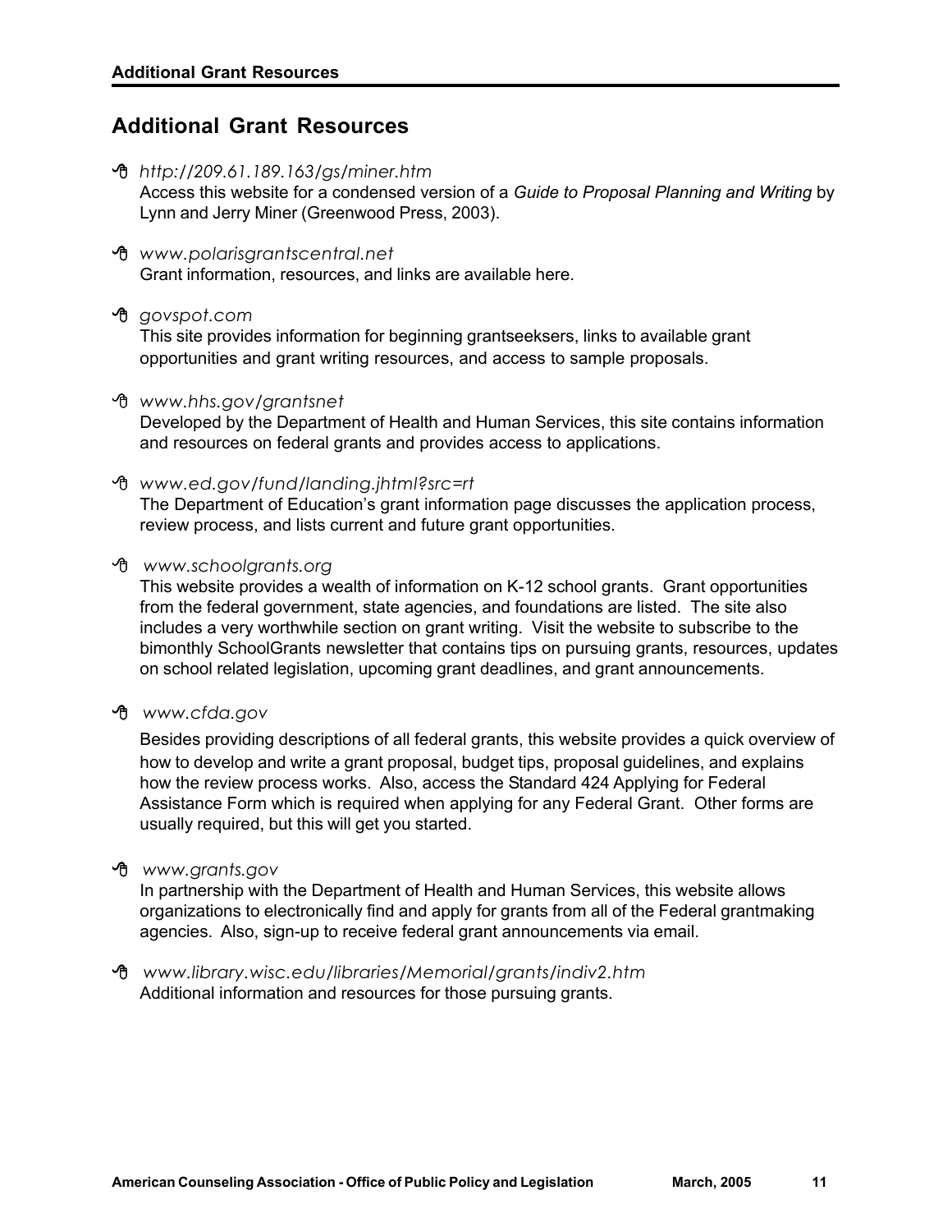## Additional Grant Resources

- *http://209.61.189.163/gs/miner.htm*
  Access this website for a condensed version of a *Guide to Proposal Planning and Writing* by Lynn and Jerry Miner (Greenwood Press, 2003).

- *www.polarisgrantscentral.net*
  Grant information, resources, and links are available here.

- *govspot.com*
  This site provides information for beginning grantseeksers, links to available grant opportunities and grant writing resources, and access to sample proposals.

- *www.hhs.gov/grantsnet*
  Developed by the Department of Health and Human Services, this site contains information and resources on federal grants and provides access to applications.

- *www.ed.gov/fund/landing.jhtml?src=rt*
  The Department of Education's grant information page discusses the application process, review process, and lists current and future grant opportunities.

- *www.schoolgrants.org*
  This website provides a wealth of information on K-12 school grants. Grant opportunities from the federal government, state agencies, and foundations are listed. The site also includes a very worthwhile section on grant writing. Visit the website to subscribe to the bimonthly SchoolGrants newsletter that contains tips on pursuing grants, resources, updates on school related legislation, upcoming grant deadlines, and grant announcements.

- *www.cfda.gov*
  Besides providing descriptions of all federal grants, this website provides a quick overview of how to develop and write a grant proposal, budget tips, proposal guidelines, and explains how the review process works. Also, access the Standard 424 Applying for Federal Assistance Form which is required when applying for any Federal Grant. Other forms are usually required, but this will get you started.

- *www.grants.gov*
  In partnership with the Department of Health and Human Services, this website allows organizations to electronically find and apply for grants from all of the Federal grantmaking agencies. Also, sign-up to receive federal grant announcements via email.

- *www.library.wisc.edu/libraries/Memorial/grants/indiv2.htm*
  Additional information and resources for those pursuing grants.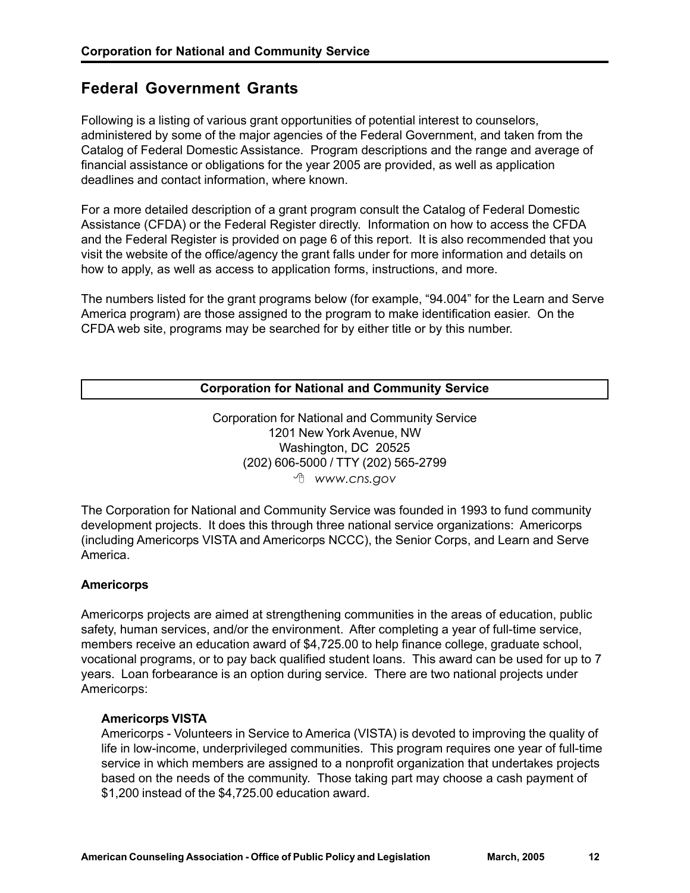## Federal Government Grants

Following is a listing of various grant opportunities of potential interest to counselors, administered by some of the major agencies of the Federal Government, and taken from the Catalog of Federal Domestic Assistance. Program descriptions and the range and average of financial assistance or obligations for the year 2005 are provided, as well as application deadlines and contact information, where known.

For a more detailed description of a grant program consult the Catalog of Federal Domestic Assistance (CFDA) or the Federal Register directly. Information on how to access the CFDA and the Federal Register is provided on page 6 of this report. It is also recommended that you visit the website of the office/agency the grant falls under for more information and details on how to apply, as well as access to application forms, instructions, and more.

The numbers listed for the grant programs below (for example, "94.004" for the Learn and Serve America program) are those assigned to the program to make identification easier. On the CFDA web site, programs may be searched for by either title or by this number.

### Corporation for National and Community Service

Corporation for National and Community Service
1201 New York Avenue, NW
Washington, DC 20525
(202) 606-5000 / TTY (202) 565-2799
*www.cns.gov*

The Corporation for National and Community Service was founded in 1993 to fund community development projects. It does this through three national service organizations: Americorps (including Americorps VISTA and Americorps NCCC), the Senior Corps, and Learn and Serve America.

**Americorps**

Americorps projects are aimed at strengthening communities in the areas of education, public safety, human services, and/or the environment. After completing a year of full-time service, members receive an education award of $4,725.00 to help finance college, graduate school, vocational programs, or to pay back qualified student loans. This award can be used for up to 7 years. Loan forbearance is an option during service. There are two national projects under Americorps:

**Americorps VISTA**
Americorps - Volunteers in Service to America (VISTA) is devoted to improving the quality of life in low-income, underprivileged communities. This program requires one year of full-time service in which members are assigned to a nonprofit organization that undertakes projects based on the needs of the community. Those taking part may choose a cash payment of $1,200 instead of the $4,725.00 education award.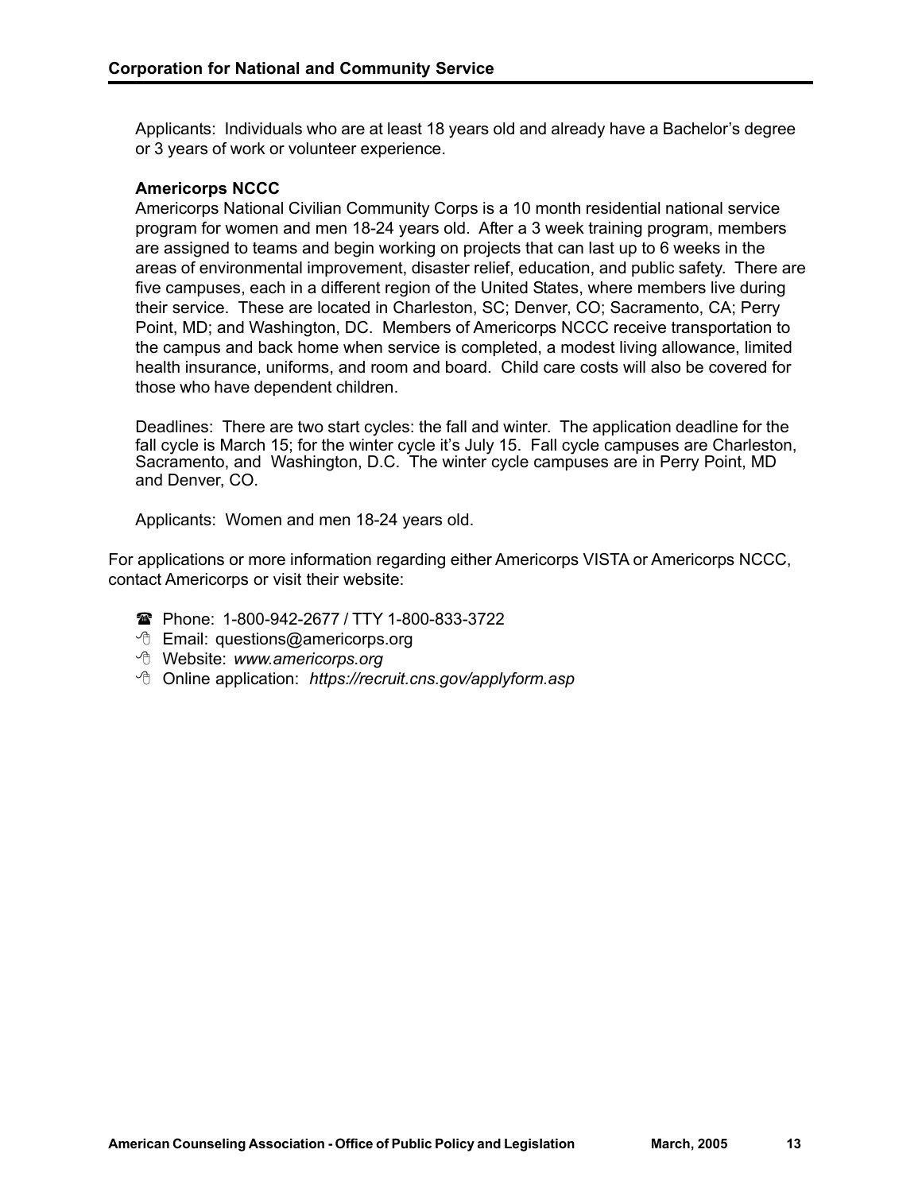Applicants: Individuals who are at least 18 years old and already have a Bachelor's degree or 3 years of work or volunteer experience.

**Americorps NCCC**

Americorps National Civilian Community Corps is a 10 month residential national service program for women and men 18-24 years old. After a 3 week training program, members are assigned to teams and begin working on projects that can last up to 6 weeks in the areas of environmental improvement, disaster relief, education, and public safety. There are five campuses, each in a different region of the United States, where members live during their service. These are located in Charleston, SC; Denver, CO; Sacramento, CA; Perry Point, MD; and Washington, DC. Members of Americorps NCCC receive transportation to the campus and back home when service is completed, a modest living allowance, limited health insurance, uniforms, and room and board. Child care costs will also be covered for those who have dependent children.

Deadlines: There are two start cycles: the fall and winter. The application deadline for the fall cycle is March 15; for the winter cycle it's July 15. Fall cycle campuses are Charleston, Sacramento, and Washington, D.C. The winter cycle campuses are in Perry Point, MD and Denver, CO.

Applicants: Women and men 18-24 years old.

For applications or more information regarding either Americorps VISTA or Americorps NCCC, contact Americorps or visit their website:

- ☎ Phone: 1-800-942-2677 / TTY 1-800-833-3722
- Email: questions@americorps.org
- Website: *www.americorps.org*
- Online application: *https://recruit.cns.gov/applyform.asp*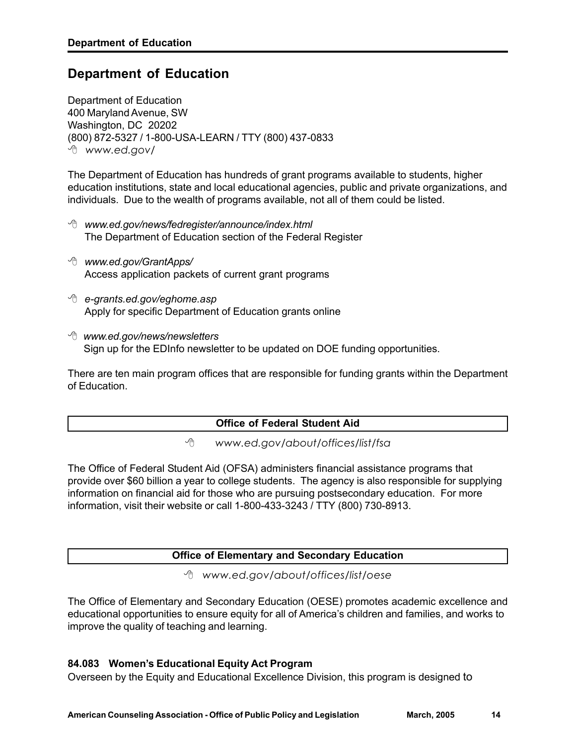## Department of Education

Department of Education
400 Maryland Avenue, SW
Washington, DC 20202
(800) 872-5327 / 1-800-USA-LEARN / TTY (800) 437-0833
*www.ed.gov/*

The Department of Education has hundreds of grant programs available to students, higher education institutions, state and local educational agencies, public and private organizations, and individuals. Due to the wealth of programs available, not all of them could be listed.

- *www.ed.gov/news/fedregister/announce/index.html*
  The Department of Education section of the Federal Register
- *www.ed.gov/GrantApps/*
  Access application packets of current grant programs
- *e-grants.ed.gov/eghome.asp*
  Apply for specific Department of Education grants online
- *www.ed.gov/news/newsletters*
  Sign up for the EDInfo newsletter to be updated on DOE funding opportunities.

There are ten main program offices that are responsible for funding grants within the Department of Education.

### Office of Federal Student Aid

*www.ed.gov/about/offices/list/fsa*

The Office of Federal Student Aid (OFSA) administers financial assistance programs that provide over $60 billion a year to college students. The agency is also responsible for supplying information on financial aid for those who are pursuing postsecondary education. For more information, visit their website or call 1-800-433-3243 / TTY (800) 730-8913.

### Office of Elementary and Secondary Education

*www.ed.gov/about/offices/list/oese*

The Office of Elementary and Secondary Education (OESE) promotes academic excellence and educational opportunities to ensure equity for all of America's children and families, and works to improve the quality of teaching and learning.

#### 84.083 Women's Educational Equity Act Program

Overseen by the Equity and Educational Excellence Division, this program is designed to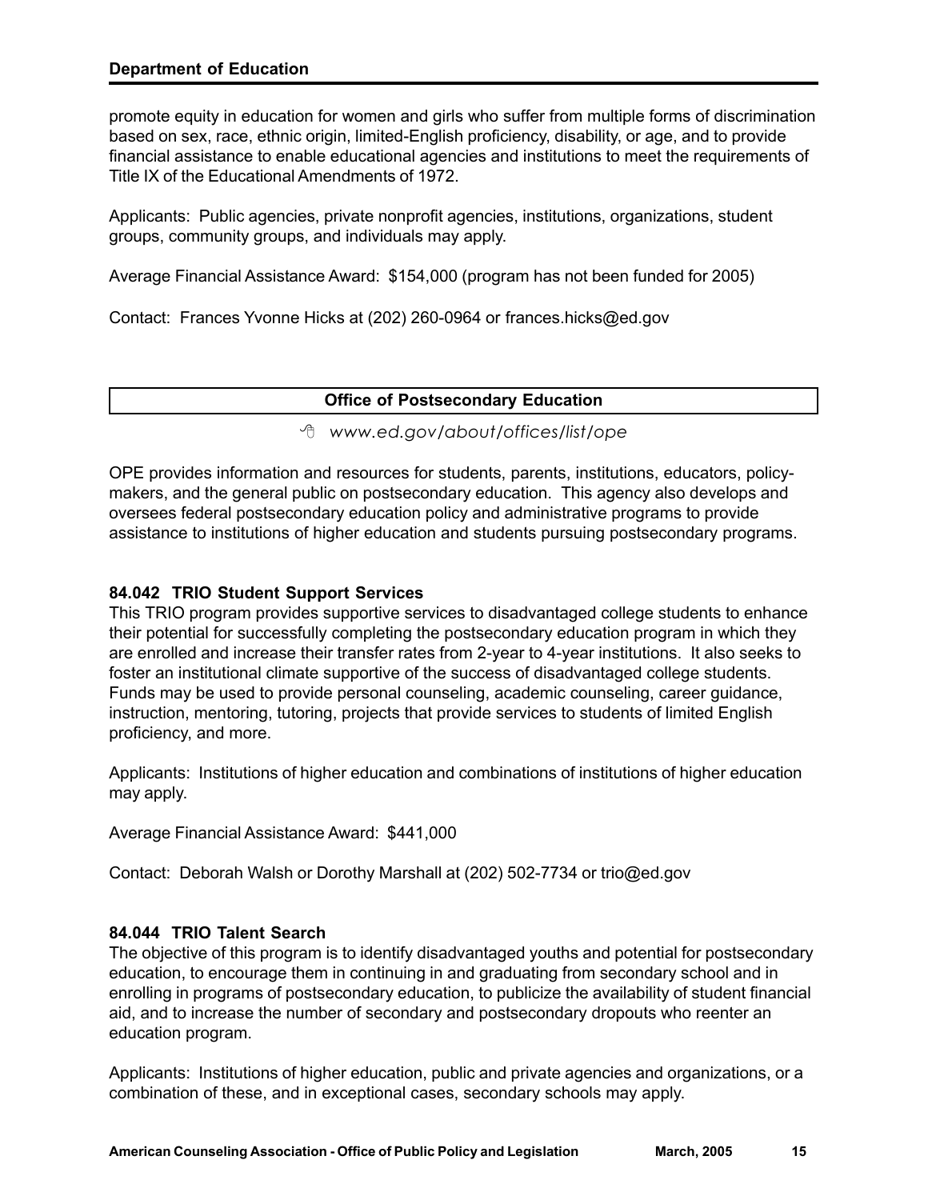promote equity in education for women and girls who suffer from multiple forms of discrimination based on sex, race, ethnic origin, limited-English proficiency, disability, or age, and to provide financial assistance to enable educational agencies and institutions to meet the requirements of Title IX of the Educational Amendments of 1972.

Applicants: Public agencies, private nonprofit agencies, institutions, organizations, student groups, community groups, and individuals may apply.

Average Financial Assistance Award: $154,000 (program has not been funded for 2005)

Contact: Frances Yvonne Hicks at (202) 260-0964 or frances.hicks@ed.gov

## Office of Postsecondary Education

*www.ed.gov/about/offices/list/ope*

OPE provides information and resources for students, parents, institutions, educators, policy-makers, and the general public on postsecondary education. This agency also develops and oversees federal postsecondary education policy and administrative programs to provide assistance to institutions of higher education and students pursuing postsecondary programs.

### 84.042 TRIO Student Support Services

This TRIO program provides supportive services to disadvantaged college students to enhance their potential for successfully completing the postsecondary education program in which they are enrolled and increase their transfer rates from 2-year to 4-year institutions. It also seeks to foster an institutional climate supportive of the success of disadvantaged college students. Funds may be used to provide personal counseling, academic counseling, career guidance, instruction, mentoring, tutoring, projects that provide services to students of limited English proficiency, and more.

Applicants: Institutions of higher education and combinations of institutions of higher education may apply.

Average Financial Assistance Award: $441,000

Contact: Deborah Walsh or Dorothy Marshall at (202) 502-7734 or trio@ed.gov

### 84.044 TRIO Talent Search

The objective of this program is to identify disadvantaged youths and potential for postsecondary education, to encourage them in continuing in and graduating from secondary school and in enrolling in programs of postsecondary education, to publicize the availability of student financial aid, and to increase the number of secondary and postsecondary dropouts who reenter an education program.

Applicants: Institutions of higher education, public and private agencies and organizations, or a combination of these, and in exceptional cases, secondary schools may apply.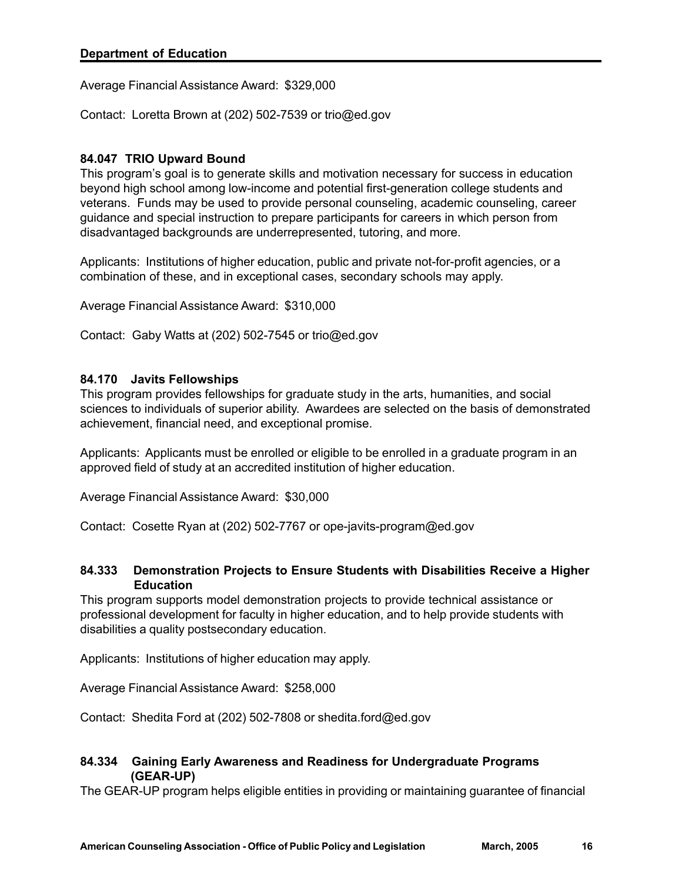Average Financial Assistance Award: $329,000

Contact: Loretta Brown at (202) 502-7539 or trio@ed.gov

### 84.047 TRIO Upward Bound

This program's goal is to generate skills and motivation necessary for success in education beyond high school among low-income and potential first-generation college students and veterans. Funds may be used to provide personal counseling, academic counseling, career guidance and special instruction to prepare participants for careers in which person from disadvantaged backgrounds are underrepresented, tutoring, and more.

Applicants: Institutions of higher education, public and private not-for-profit agencies, or a combination of these, and in exceptional cases, secondary schools may apply.

Average Financial Assistance Award: $310,000

Contact: Gaby Watts at (202) 502-7545 or trio@ed.gov

### 84.170 Javits Fellowships

This program provides fellowships for graduate study in the arts, humanities, and social sciences to individuals of superior ability. Awardees are selected on the basis of demonstrated achievement, financial need, and exceptional promise.

Applicants: Applicants must be enrolled or eligible to be enrolled in a graduate program in an approved field of study at an accredited institution of higher education.

Average Financial Assistance Award: $30,000

Contact: Cosette Ryan at (202) 502-7767 or ope-javits-program@ed.gov

### 84.333 Demonstration Projects to Ensure Students with Disabilities Receive a Higher Education

This program supports model demonstration projects to provide technical assistance or professional development for faculty in higher education, and to help provide students with disabilities a quality postsecondary education.

Applicants: Institutions of higher education may apply.

Average Financial Assistance Award: $258,000

Contact: Shedita Ford at (202) 502-7808 or shedita.ford@ed.gov

### 84.334 Gaining Early Awareness and Readiness for Undergraduate Programs (GEAR-UP)

The GEAR-UP program helps eligible entities in providing or maintaining guarantee of financial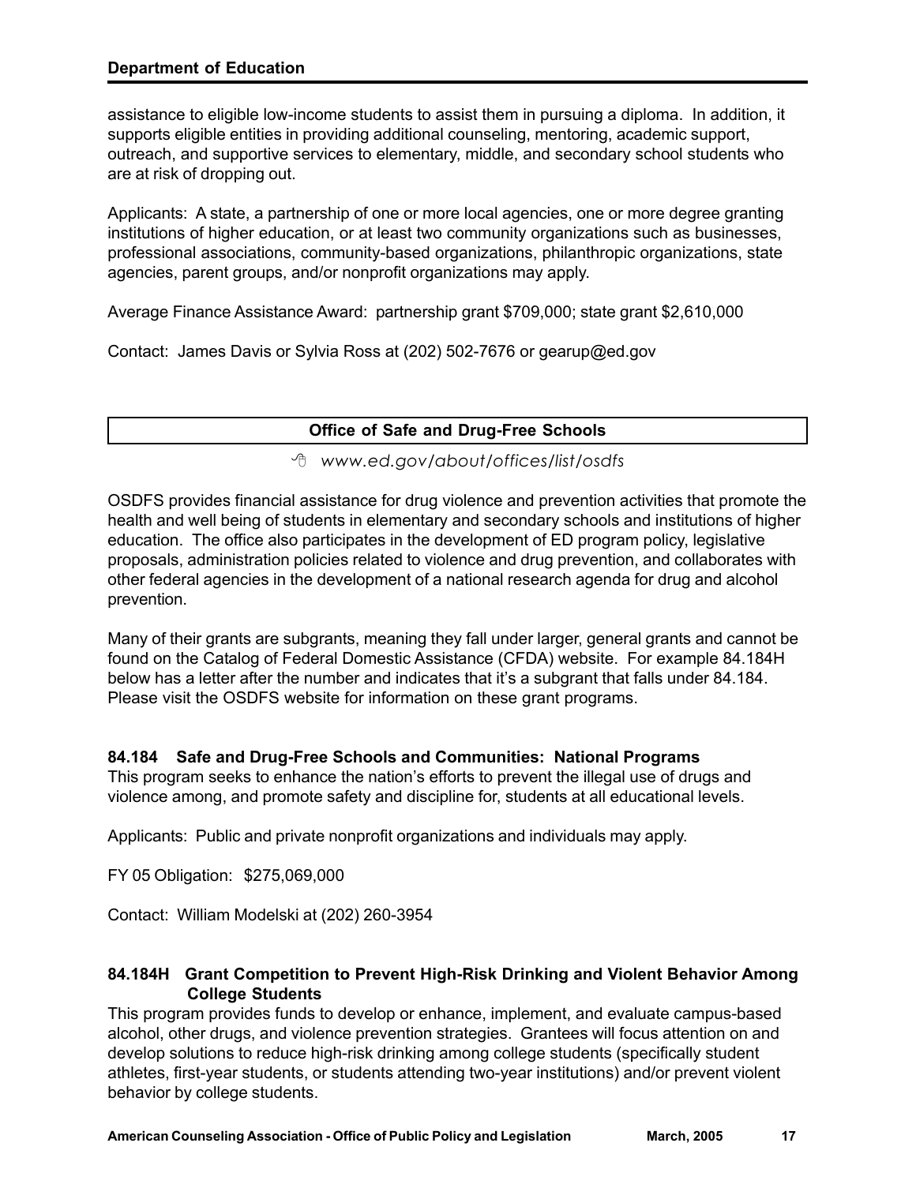assistance to eligible low-income students to assist them in pursuing a diploma. In addition, it supports eligible entities in providing additional counseling, mentoring, academic support, outreach, and supportive services to elementary, middle, and secondary school students who are at risk of dropping out.

Applicants: A state, a partnership of one or more local agencies, one or more degree granting institutions of higher education, or at least two community organizations such as businesses, professional associations, community-based organizations, philanthropic organizations, state agencies, parent groups, and/or nonprofit organizations may apply.

Average Finance Assistance Award: partnership grant $709,000; state grant $2,610,000

Contact: James Davis or Sylvia Ross at (202) 502-7676 or gearup@ed.gov

## Office of Safe and Drug-Free Schools

*www.ed.gov/about/offices/list/osdfs*

OSDFS provides financial assistance for drug violence and prevention activities that promote the health and well being of students in elementary and secondary schools and institutions of higher education. The office also participates in the development of ED program policy, legislative proposals, administration policies related to violence and drug prevention, and collaborates with other federal agencies in the development of a national research agenda for drug and alcohol prevention.

Many of their grants are subgrants, meaning they fall under larger, general grants and cannot be found on the Catalog of Federal Domestic Assistance (CFDA) website. For example 84.184H below has a letter after the number and indicates that it's a subgrant that falls under 84.184. Please visit the OSDFS website for information on these grant programs.

### 84.184 Safe and Drug-Free Schools and Communities: National Programs

This program seeks to enhance the nation's efforts to prevent the illegal use of drugs and violence among, and promote safety and discipline for, students at all educational levels.

Applicants: Public and private nonprofit organizations and individuals may apply.

FY 05 Obligation: $275,069,000

Contact: William Modelski at (202) 260-3954

### 84.184H Grant Competition to Prevent High-Risk Drinking and Violent Behavior Among College Students

This program provides funds to develop or enhance, implement, and evaluate campus-based alcohol, other drugs, and violence prevention strategies. Grantees will focus attention on and develop solutions to reduce high-risk drinking among college students (specifically student athletes, first-year students, or students attending two-year institutions) and/or prevent violent behavior by college students.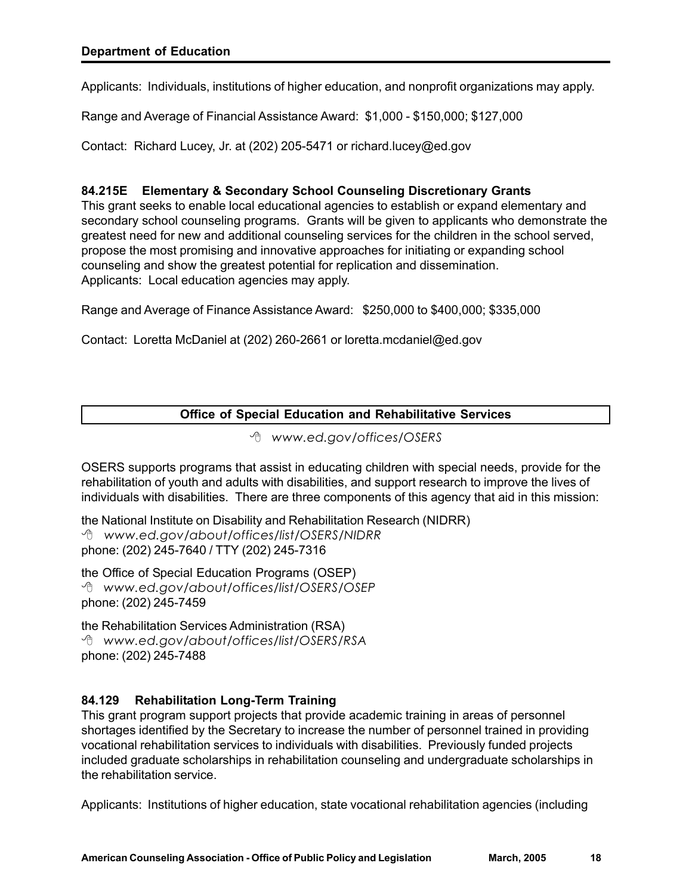Applicants: Individuals, institutions of higher education, and nonprofit organizations may apply.

Range and Average of Financial Assistance Award: $1,000 - $150,000; $127,000

Contact: Richard Lucey, Jr. at (202) 205-5471 or richard.lucey@ed.gov

### 84.215E Elementary & Secondary School Counseling Discretionary Grants

This grant seeks to enable local educational agencies to establish or expand elementary and secondary school counseling programs. Grants will be given to applicants who demonstrate the greatest need for new and additional counseling services for the children in the school served, propose the most promising and innovative approaches for initiating or expanding school counseling and show the greatest potential for replication and dissemination.
Applicants: Local education agencies may apply.

Range and Average of Finance Assistance Award: $250,000 to $400,000; $335,000

Contact: Loretta McDaniel at (202) 260-2661 or loretta.mcdaniel@ed.gov

## Office of Special Education and Rehabilitative Services

*www.ed.gov/offices/OSERS*

OSERS supports programs that assist in educating children with special needs, provide for the rehabilitation of youth and adults with disabilities, and support research to improve the lives of individuals with disabilities. There are three components of this agency that aid in this mission:

the National Institute on Disability and Rehabilitation Research (NIDRR)
*www.ed.gov/about/offices/list/OSERS/NIDRR*
phone: (202) 245-7640 / TTY (202) 245-7316

the Office of Special Education Programs (OSEP)
*www.ed.gov/about/offices/list/OSERS/OSEP*
phone: (202) 245-7459

the Rehabilitation Services Administration (RSA)
*www.ed.gov/about/offices/list/OSERS/RSA*
phone: (202) 245-7488

### 84.129 Rehabilitation Long-Term Training

This grant program support projects that provide academic training in areas of personnel shortages identified by the Secretary to increase the number of personnel trained in providing vocational rehabilitation services to individuals with disabilities. Previously funded projects included graduate scholarships in rehabilitation counseling and undergraduate scholarships in the rehabilitation service.

Applicants: Institutions of higher education, state vocational rehabilitation agencies (including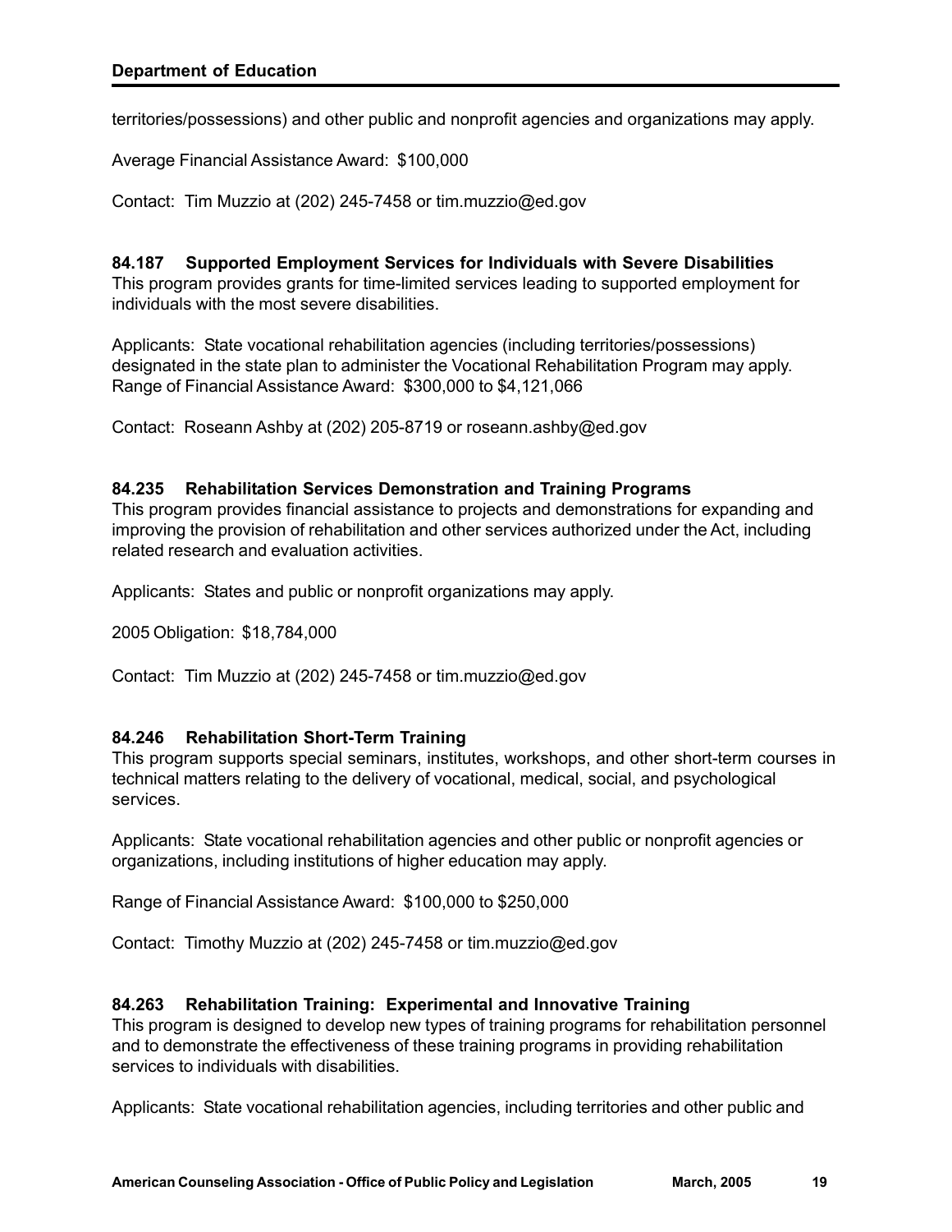territories/possessions) and other public and nonprofit agencies and organizations may apply.

Average Financial Assistance Award: $100,000

Contact: Tim Muzzio at (202) 245-7458 or tim.muzzio@ed.gov

### 84.187 Supported Employment Services for Individuals with Severe Disabilities

This program provides grants for time-limited services leading to supported employment for individuals with the most severe disabilities.

Applicants: State vocational rehabilitation agencies (including territories/possessions) designated in the state plan to administer the Vocational Rehabilitation Program may apply.
Range of Financial Assistance Award: $300,000 to $4,121,066

Contact: Roseann Ashby at (202) 205-8719 or roseann.ashby@ed.gov

### 84.235 Rehabilitation Services Demonstration and Training Programs

This program provides financial assistance to projects and demonstrations for expanding and improving the provision of rehabilitation and other services authorized under the Act, including related research and evaluation activities.

Applicants: States and public or nonprofit organizations may apply.

2005 Obligation: $18,784,000

Contact: Tim Muzzio at (202) 245-7458 or tim.muzzio@ed.gov

### 84.246 Rehabilitation Short-Term Training

This program supports special seminars, institutes, workshops, and other short-term courses in technical matters relating to the delivery of vocational, medical, social, and psychological services.

Applicants: State vocational rehabilitation agencies and other public or nonprofit agencies or organizations, including institutions of higher education may apply.

Range of Financial Assistance Award: $100,000 to $250,000

Contact: Timothy Muzzio at (202) 245-7458 or tim.muzzio@ed.gov

### 84.263 Rehabilitation Training: Experimental and Innovative Training

This program is designed to develop new types of training programs for rehabilitation personnel and to demonstrate the effectiveness of these training programs in providing rehabilitation services to individuals with disabilities.

Applicants: State vocational rehabilitation agencies, including territories and other public and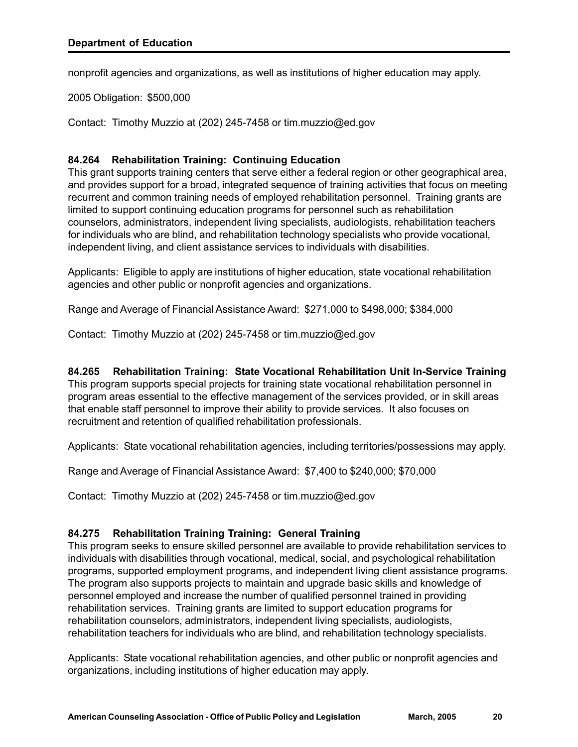nonprofit agencies and organizations, as well as institutions of higher education may apply.

2005 Obligation: $500,000

Contact: Timothy Muzzio at (202) 245-7458 or tim.muzzio@ed.gov

### 84.264 Rehabilitation Training: Continuing Education

This grant supports training centers that serve either a federal region or other geographical area, and provides support for a broad, integrated sequence of training activities that focus on meeting recurrent and common training needs of employed rehabilitation personnel. Training grants are limited to support continuing education programs for personnel such as rehabilitation counselors, administrators, independent living specialists, audiologists, rehabilitation teachers for individuals who are blind, and rehabilitation technology specialists who provide vocational, independent living, and client assistance services to individuals with disabilities.

Applicants: Eligible to apply are institutions of higher education, state vocational rehabilitation agencies and other public or nonprofit agencies and organizations.

Range and Average of Financial Assistance Award: $271,000 to $498,000; $384,000

Contact: Timothy Muzzio at (202) 245-7458 or tim.muzzio@ed.gov

### 84.265 Rehabilitation Training: State Vocational Rehabilitation Unit In-Service Training

This program supports special projects for training state vocational rehabilitation personnel in program areas essential to the effective management of the services provided, or in skill areas that enable staff personnel to improve their ability to provide services. It also focuses on recruitment and retention of qualified rehabilitation professionals.

Applicants: State vocational rehabilitation agencies, including territories/possessions may apply.

Range and Average of Financial Assistance Award: $7,400 to $240,000; $70,000

Contact: Timothy Muzzio at (202) 245-7458 or tim.muzzio@ed.gov

### 84.275 Rehabilitation Training Training: General Training

This program seeks to ensure skilled personnel are available to provide rehabilitation services to individuals with disabilities through vocational, medical, social, and psychological rehabilitation programs, supported employment programs, and independent living client assistance programs. The program also supports projects to maintain and upgrade basic skills and knowledge of personnel employed and increase the number of qualified personnel trained in providing rehabilitation services. Training grants are limited to support education programs for rehabilitation counselors, administrators, independent living specialists, audiologists, rehabilitation teachers for individuals who are blind, and rehabilitation technology specialists.

Applicants: State vocational rehabilitation agencies, and other public or nonprofit agencies and organizations, including institutions of higher education may apply.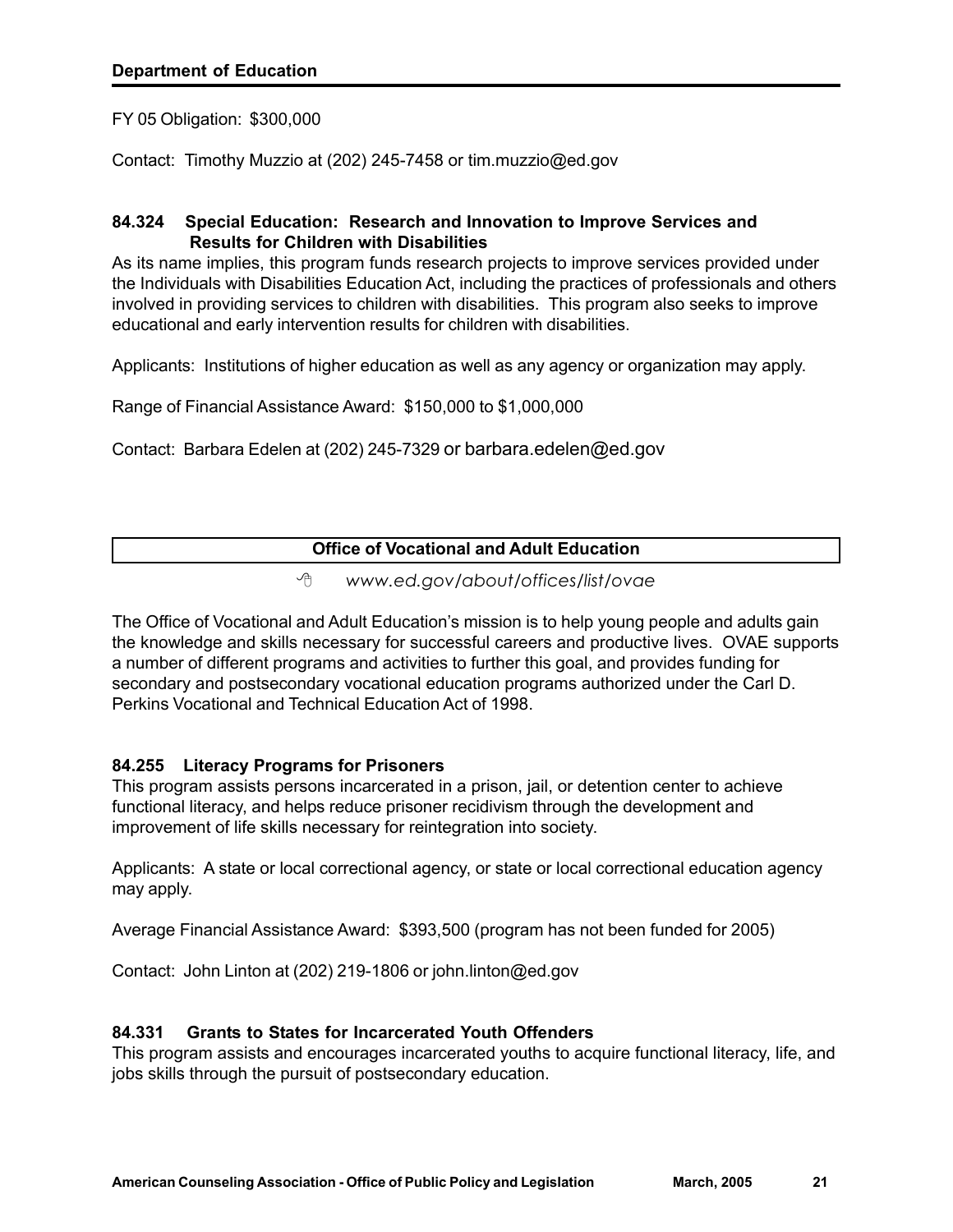FY 05 Obligation: $300,000

Contact: Timothy Muzzio at (202) 245-7458 or tim.muzzio@ed.gov

### 84.324 Special Education: Research and Innovation to Improve Services and Results for Children with Disabilities

As its name implies, this program funds research projects to improve services provided under the Individuals with Disabilities Education Act, including the practices of professionals and others involved in providing services to children with disabilities. This program also seeks to improve educational and early intervention results for children with disabilities.

Applicants: Institutions of higher education as well as any agency or organization may apply.

Range of Financial Assistance Award: $150,000 to $1,000,000

Contact: Barbara Edelen at (202) 245-7329 or barbara.edelen@ed.gov

## Office of Vocational and Adult Education

*www.ed.gov/about/offices/list/ovae*

The Office of Vocational and Adult Education's mission is to help young people and adults gain the knowledge and skills necessary for successful careers and productive lives. OVAE supports a number of different programs and activities to further this goal, and provides funding for secondary and postsecondary vocational education programs authorized under the Carl D. Perkins Vocational and Technical Education Act of 1998.

### 84.255 Literacy Programs for Prisoners

This program assists persons incarcerated in a prison, jail, or detention center to achieve functional literacy, and helps reduce prisoner recidivism through the development and improvement of life skills necessary for reintegration into society.

Applicants: A state or local correctional agency, or state or local correctional education agency may apply.

Average Financial Assistance Award: $393,500 (program has not been funded for 2005)

Contact: John Linton at (202) 219-1806 or john.linton@ed.gov

### 84.331 Grants to States for Incarcerated Youth Offenders

This program assists and encourages incarcerated youths to acquire functional literacy, life, and jobs skills through the pursuit of postsecondary education.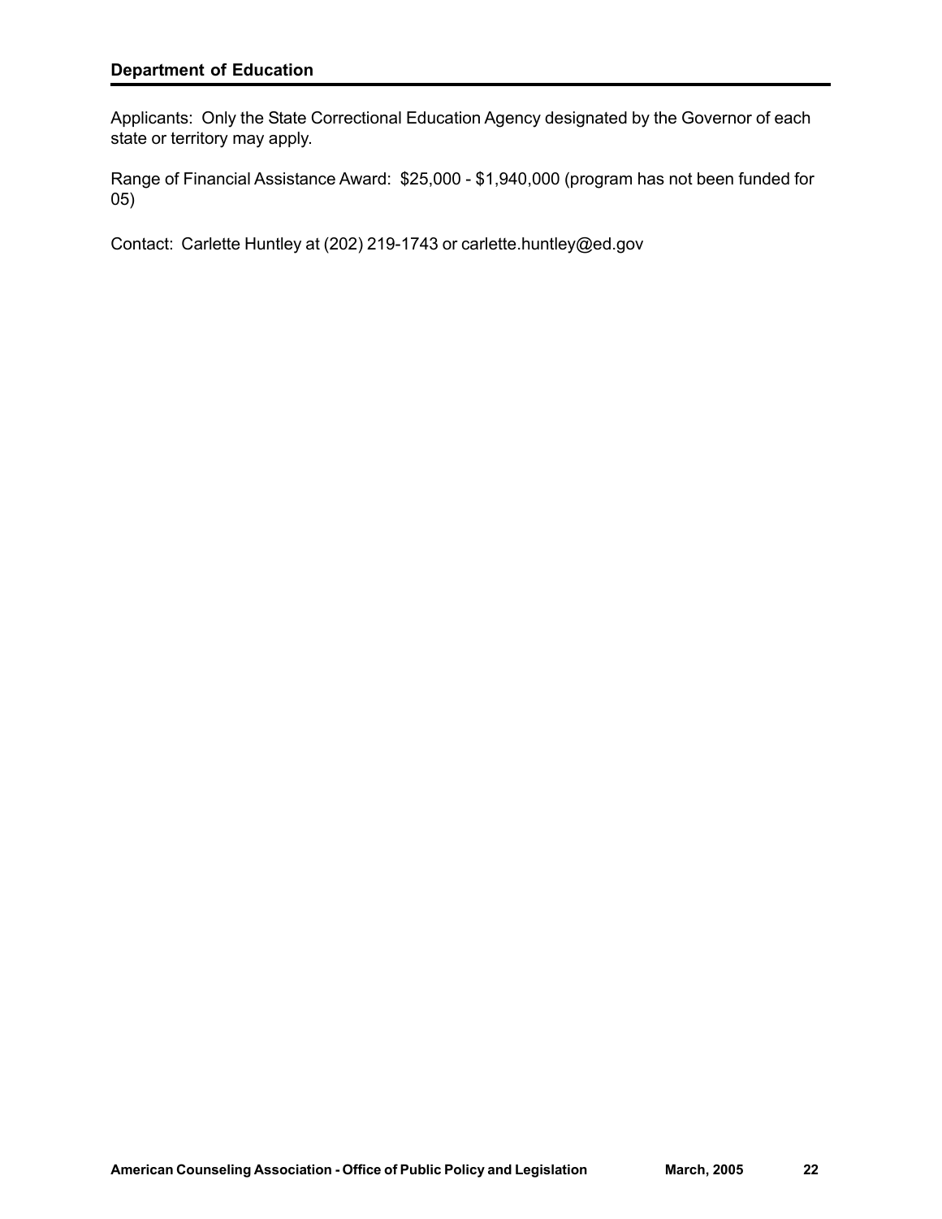Applicants: Only the State Correctional Education Agency designated by the Governor of each state or territory may apply.

Range of Financial Assistance Award: $25,000 - $1,940,000 (program has not been funded for 05)

Contact: Carlette Huntley at (202) 219-1743 or carlette.huntley@ed.gov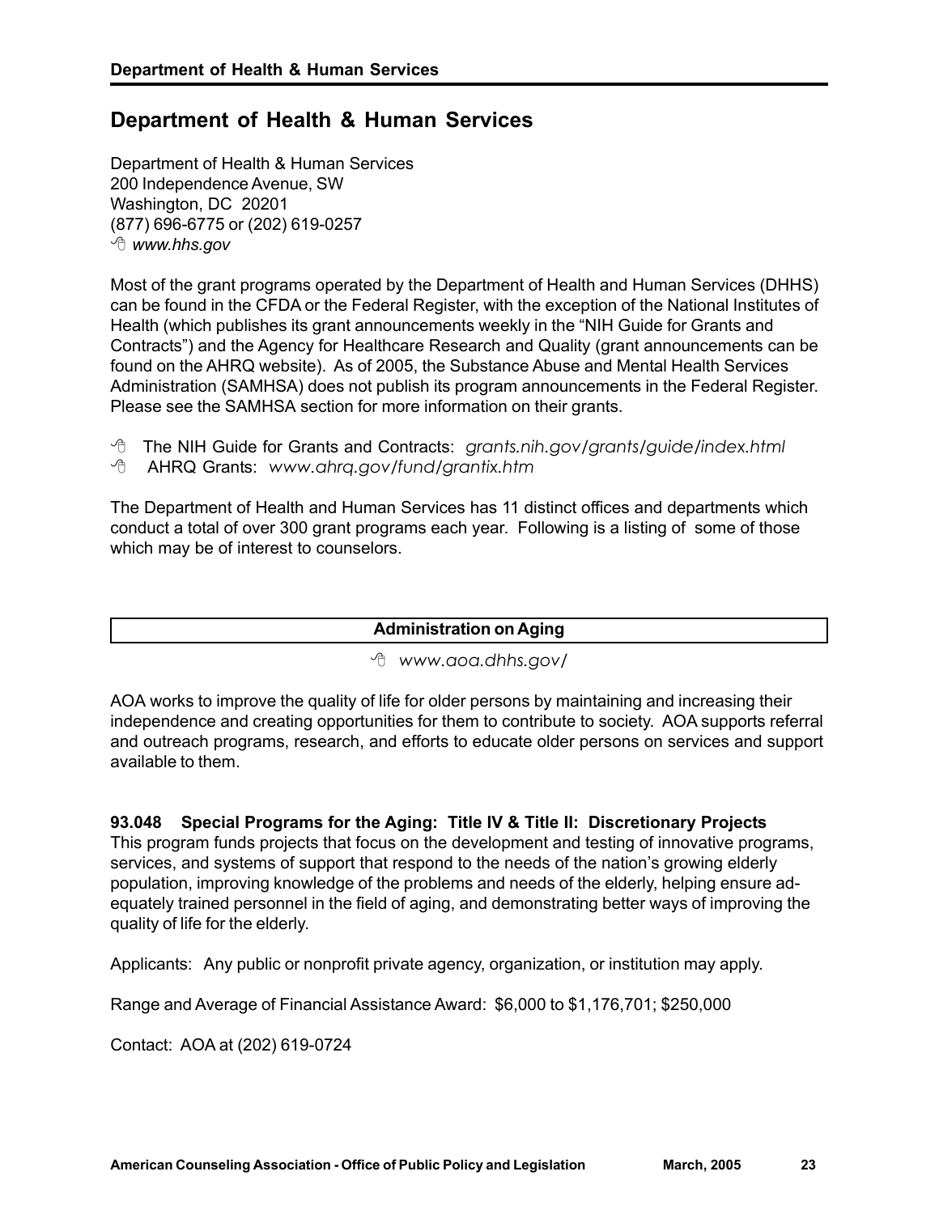# Department of Health & Human Services

Department of Health & Human Services
200 Independence Avenue, SW
Washington, DC 20201
(877) 696-6775 or (202) 619-0257
*www.hhs.gov*

Most of the grant programs operated by the Department of Health and Human Services (DHHS) can be found in the CFDA or the Federal Register, with the exception of the National Institutes of Health (which publishes its grant announcements weekly in the "NIH Guide for Grants and Contracts") and the Agency for Healthcare Research and Quality (grant announcements can be found on the AHRQ website). As of 2005, the Substance Abuse and Mental Health Services Administration (SAMHSA) does not publish its program announcements in the Federal Register. Please see the SAMHSA section for more information on their grants.

- The NIH Guide for Grants and Contracts: *grants.nih.gov/grants/guide/index.html*
- AHRQ Grants: *www.ahrq.gov/fund/grantix.htm*

The Department of Health and Human Services has 11 distinct offices and departments which conduct a total of over 300 grant programs each year. Following is a listing of some of those which may be of interest to counselors.

## Administration on Aging

*www.aoa.dhhs.gov/*

AOA works to improve the quality of life for older persons by maintaining and increasing their independence and creating opportunities for them to contribute to society. AOA supports referral and outreach programs, research, and efforts to educate older persons on services and support available to them.

**93.048 Special Programs for the Aging: Title IV & Title II: Discretionary Projects**
This program funds projects that focus on the development and testing of innovative programs, services, and systems of support that respond to the needs of the nation's growing elderly population, improving knowledge of the problems and needs of the elderly, helping ensure adequately trained personnel in the field of aging, and demonstrating better ways of improving the quality of life for the elderly.

Applicants: Any public or nonprofit private agency, organization, or institution may apply.

Range and Average of Financial Assistance Award: $6,000 to $1,176,701; $250,000

Contact: AOA at (202) 619-0724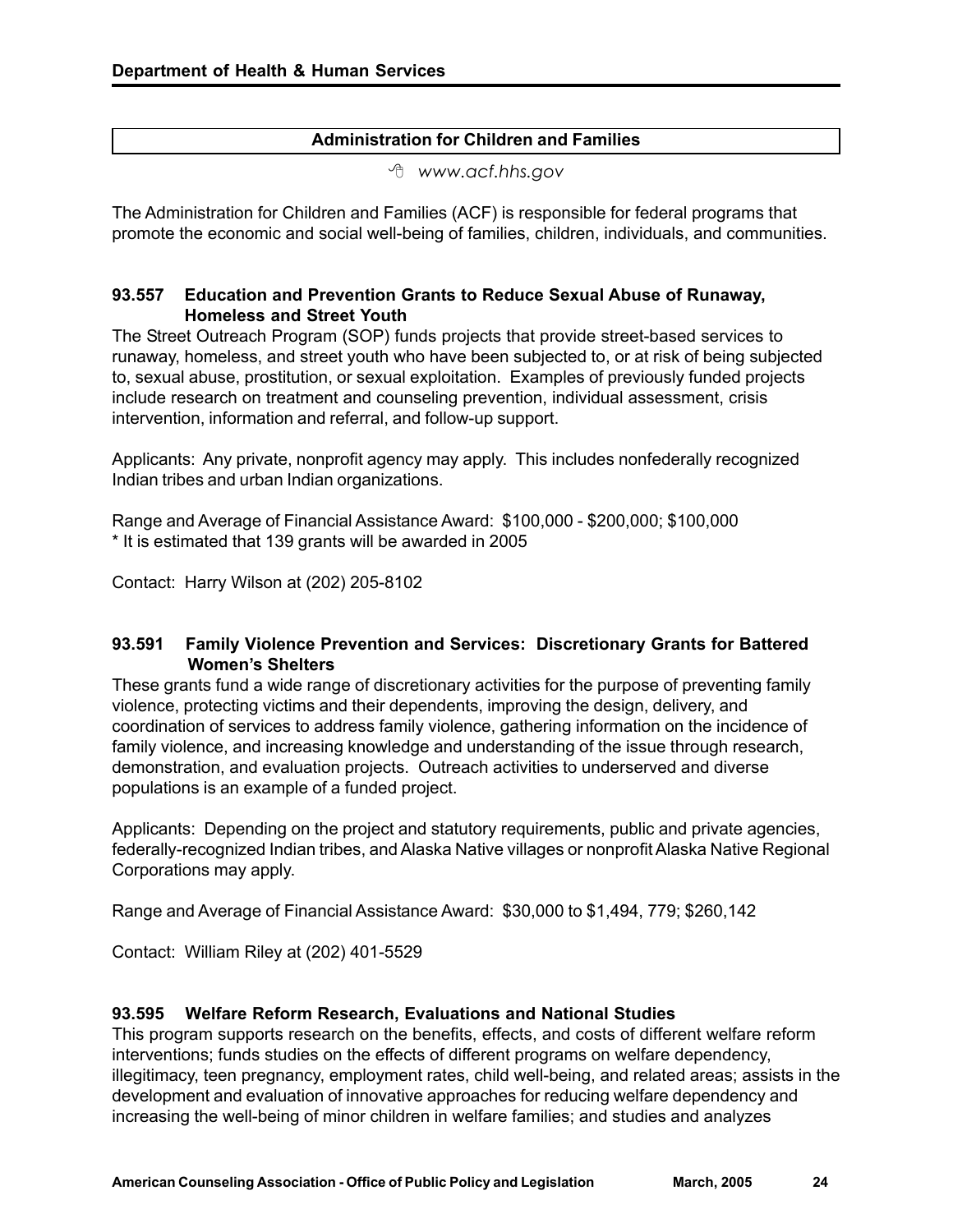## Administration for Children and Families

*www.acf.hhs.gov*

The Administration for Children and Families (ACF) is responsible for federal programs that promote the economic and social well-being of families, children, individuals, and communities.

### 93.557 Education and Prevention Grants to Reduce Sexual Abuse of Runaway, Homeless and Street Youth

The Street Outreach Program (SOP) funds projects that provide street-based services to runaway, homeless, and street youth who have been subjected to, or at risk of being subjected to, sexual abuse, prostitution, or sexual exploitation. Examples of previously funded projects include research on treatment and counseling prevention, individual assessment, crisis intervention, information and referral, and follow-up support.

Applicants: Any private, nonprofit agency may apply. This includes nonfederally recognized Indian tribes and urban Indian organizations.

Range and Average of Financial Assistance Award: $100,000 - $200,000; $100,000
* It is estimated that 139 grants will be awarded in 2005

Contact: Harry Wilson at (202) 205-8102

### 93.591 Family Violence Prevention and Services: Discretionary Grants for Battered Women's Shelters

These grants fund a wide range of discretionary activities for the purpose of preventing family violence, protecting victims and their dependents, improving the design, delivery, and coordination of services to address family violence, gathering information on the incidence of family violence, and increasing knowledge and understanding of the issue through research, demonstration, and evaluation projects. Outreach activities to underserved and diverse populations is an example of a funded project.

Applicants: Depending on the project and statutory requirements, public and private agencies, federally-recognized Indian tribes, and Alaska Native villages or nonprofit Alaska Native Regional Corporations may apply.

Range and Average of Financial Assistance Award: $30,000 to $1,494, 779; $260,142

Contact: William Riley at (202) 401-5529

### 93.595 Welfare Reform Research, Evaluations and National Studies

This program supports research on the benefits, effects, and costs of different welfare reform interventions; funds studies on the effects of different programs on welfare dependency, illegitimacy, teen pregnancy, employment rates, child well-being, and related areas; assists in the development and evaluation of innovative approaches for reducing welfare dependency and increasing the well-being of minor children in welfare families; and studies and analyzes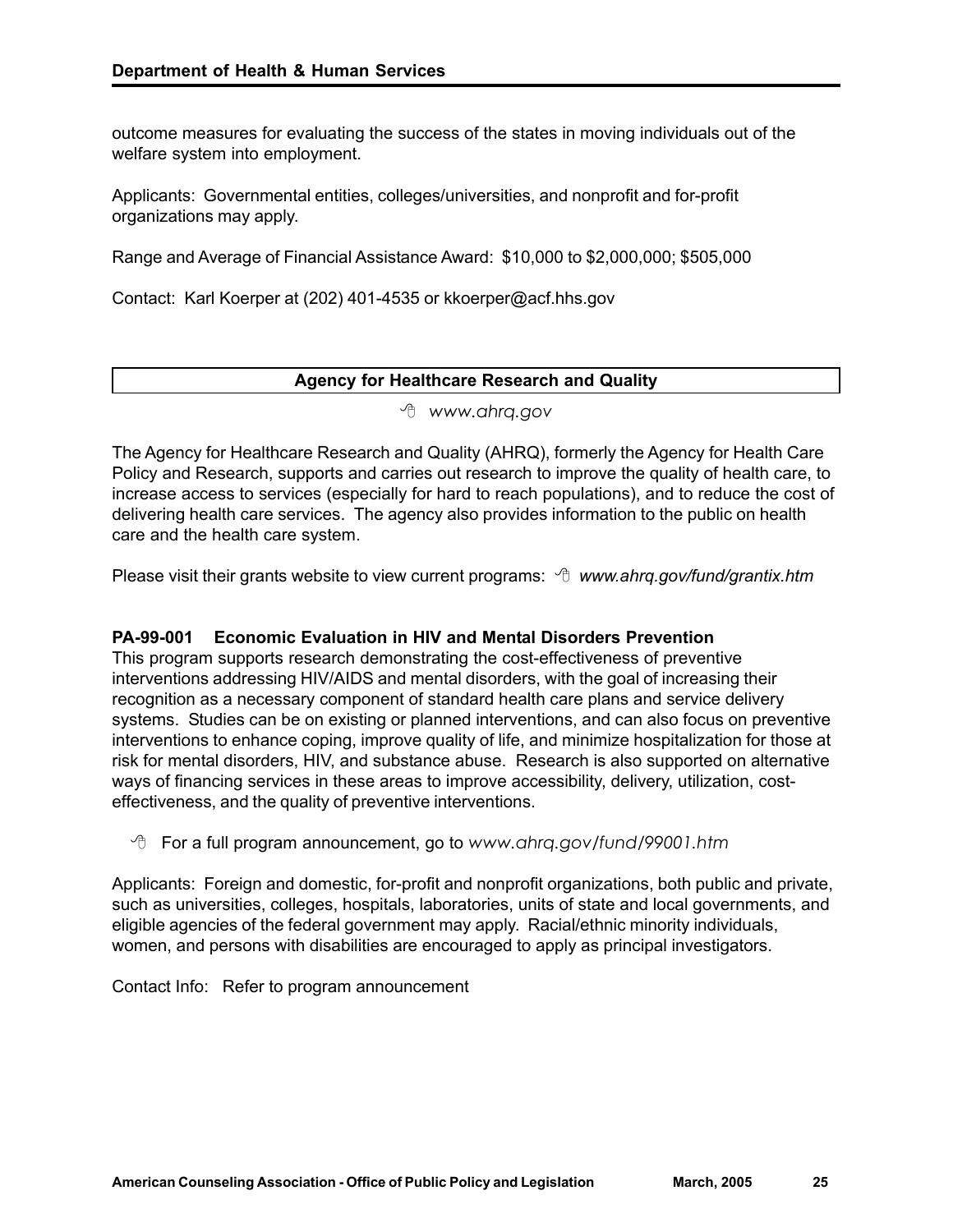outcome measures for evaluating the success of the states in moving individuals out of the welfare system into employment.

Applicants: Governmental entities, colleges/universities, and nonprofit and for-profit organizations may apply.

Range and Average of Financial Assistance Award: $10,000 to $2,000,000; $505,000

Contact: Karl Koerper at (202) 401-4535 or kkoerper@acf.hhs.gov

## Agency for Healthcare Research and Quality

*www.ahrq.gov*

The Agency for Healthcare Research and Quality (AHRQ), formerly the Agency for Health Care Policy and Research, supports and carries out research to improve the quality of health care, to increase access to services (especially for hard to reach populations), and to reduce the cost of delivering health care services. The agency also provides information to the public on health care and the health care system.

Please visit their grants website to view current programs: *www.ahrq.gov/fund/grantix.htm*

### PA-99-001 Economic Evaluation in HIV and Mental Disorders Prevention

This program supports research demonstrating the cost-effectiveness of preventive interventions addressing HIV/AIDS and mental disorders, with the goal of increasing their recognition as a necessary component of standard health care plans and service delivery systems. Studies can be on existing or planned interventions, and can also focus on preventive interventions to enhance coping, improve quality of life, and minimize hospitalization for those at risk for mental disorders, HIV, and substance abuse. Research is also supported on alternative ways of financing services in these areas to improve accessibility, delivery, utilization, cost-effectiveness, and the quality of preventive interventions.

For a full program announcement, go to *www.ahrq.gov/fund/99001.htm*

Applicants: Foreign and domestic, for-profit and nonprofit organizations, both public and private, such as universities, colleges, hospitals, laboratories, units of state and local governments, and eligible agencies of the federal government may apply. Racial/ethnic minority individuals, women, and persons with disabilities are encouraged to apply as principal investigators.

Contact Info: Refer to program announcement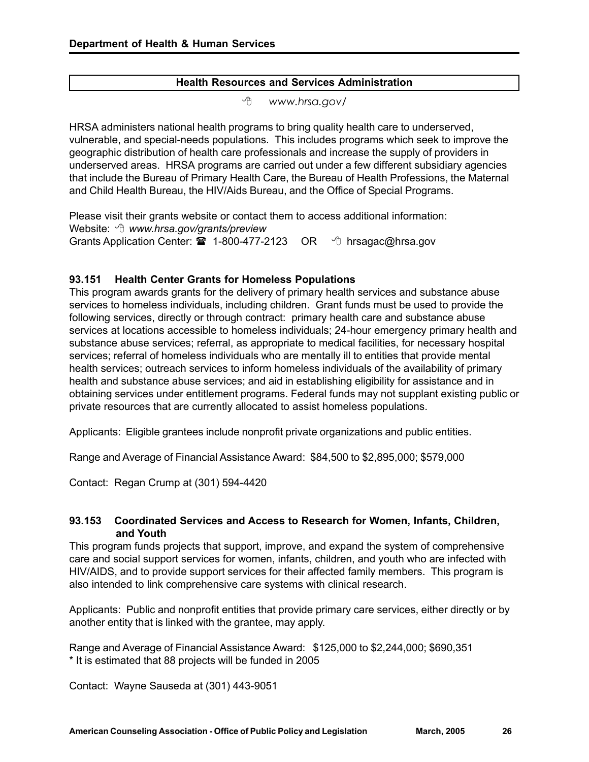## Health Resources and Services Administration

www.hrsa.gov/

HRSA administers national health programs to bring quality health care to underserved, vulnerable, and special-needs populations. This includes programs which seek to improve the geographic distribution of health care professionals and increase the supply of providers in underserved areas. HRSA programs are carried out under a few different subsidiary agencies that include the Bureau of Primary Health Care, the Bureau of Health Professions, the Maternal and Child Health Bureau, the HIV/Aids Bureau, and the Office of Special Programs.

Please visit their grants website or contact them to access additional information:
Website: *www.hrsa.gov/grants/preview*
Grants Application Center: ☎ 1-800-477-2123 OR hrsagac@hrsa.gov

### 93.151 Health Center Grants for Homeless Populations

This program awards grants for the delivery of primary health services and substance abuse services to homeless individuals, including children. Grant funds must be used to provide the following services, directly or through contract: primary health care and substance abuse services at locations accessible to homeless individuals; 24-hour emergency primary health and substance abuse services; referral, as appropriate to medical facilities, for necessary hospital services; referral of homeless individuals who are mentally ill to entities that provide mental health services; outreach services to inform homeless individuals of the availability of primary health and substance abuse services; and aid in establishing eligibility for assistance and in obtaining services under entitlement programs. Federal funds may not supplant existing public or private resources that are currently allocated to assist homeless populations.

Applicants: Eligible grantees include nonprofit private organizations and public entities.

Range and Average of Financial Assistance Award: $84,500 to $2,895,000; $579,000

Contact: Regan Crump at (301) 594-4420

### 93.153 Coordinated Services and Access to Research for Women, Infants, Children, and Youth

This program funds projects that support, improve, and expand the system of comprehensive care and social support services for women, infants, children, and youth who are infected with HIV/AIDS, and to provide support services for their affected family members. This program is also intended to link comprehensive care systems with clinical research.

Applicants: Public and nonprofit entities that provide primary care services, either directly or by another entity that is linked with the grantee, may apply.

Range and Average of Financial Assistance Award: $125,000 to $2,244,000; $690,351
* It is estimated that 88 projects will be funded in 2005

Contact: Wayne Sauseda at (301) 443-9051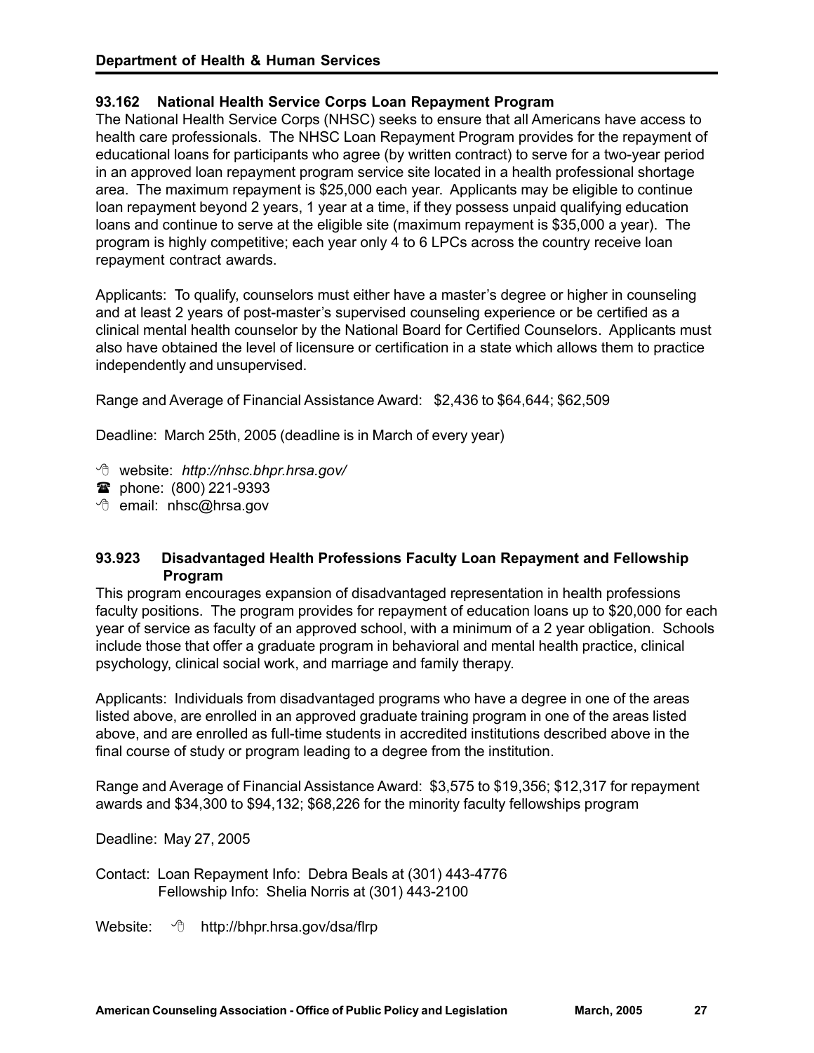## 93.162 National Health Service Corps Loan Repayment Program

The National Health Service Corps (NHSC) seeks to ensure that all Americans have access to health care professionals. The NHSC Loan Repayment Program provides for the repayment of educational loans for participants who agree (by written contract) to serve for a two-year period in an approved loan repayment program service site located in a health professional shortage area. The maximum repayment is $25,000 each year. Applicants may be eligible to continue loan repayment beyond 2 years, 1 year at a time, if they possess unpaid qualifying education loans and continue to serve at the eligible site (maximum repayment is $35,000 a year). The program is highly competitive; each year only 4 to 6 LPCs across the country receive loan repayment contract awards.

Applicants: To qualify, counselors must either have a master's degree or higher in counseling and at least 2 years of post-master's supervised counseling experience or be certified as a clinical mental health counselor by the National Board for Certified Counselors. Applicants must also have obtained the level of licensure or certification in a state which allows them to practice independently and unsupervised.

Range and Average of Financial Assistance Award: $2,436 to $64,644; $62,509

Deadline: March 25th, 2005 (deadline is in March of every year)

- website: *http://nhsc.bhpr.hrsa.gov/*
- phone: (800) 221-9393
- email: nhsc@hrsa.gov

## 93.923 Disadvantaged Health Professions Faculty Loan Repayment and Fellowship Program

This program encourages expansion of disadvantaged representation in health professions faculty positions. The program provides for repayment of education loans up to $20,000 for each year of service as faculty of an approved school, with a minimum of a 2 year obligation. Schools include those that offer a graduate program in behavioral and mental health practice, clinical psychology, clinical social work, and marriage and family therapy.

Applicants: Individuals from disadvantaged programs who have a degree in one of the areas listed above, are enrolled in an approved graduate training program in one of the areas listed above, and are enrolled as full-time students in accredited institutions described above in the final course of study or program leading to a degree from the institution.

Range and Average of Financial Assistance Award: $3,575 to $19,356; $12,317 for repayment awards and $34,300 to $94,132; $68,226 for the minority faculty fellowships program

Deadline: May 27, 2005

Contact: Loan Repayment Info: Debra Beals at (301) 443-4776
Fellowship Info: Shelia Norris at (301) 443-2100

Website: http://bhpr.hrsa.gov/dsa/flrp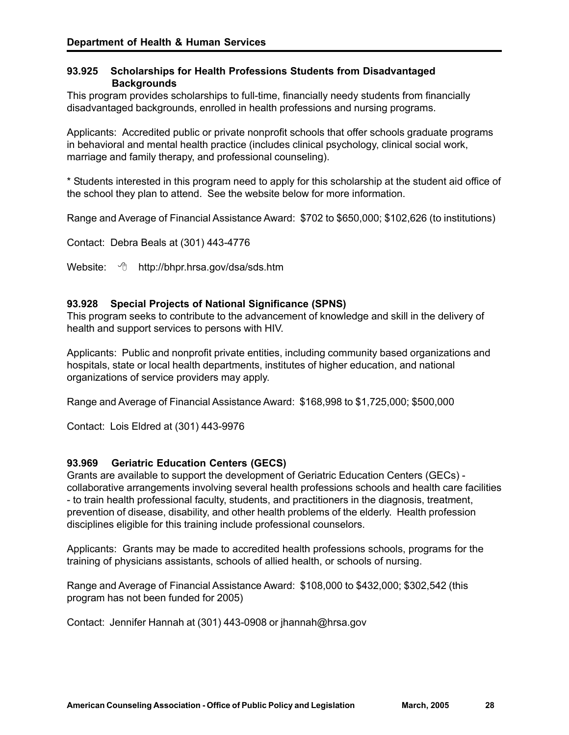### 93.925 Scholarships for Health Professions Students from Disadvantaged Backgrounds

This program provides scholarships to full-time, financially needy students from financially disadvantaged backgrounds, enrolled in health professions and nursing programs.

Applicants: Accredited public or private nonprofit schools that offer schools graduate programs in behavioral and mental health practice (includes clinical psychology, clinical social work, marriage and family therapy, and professional counseling).

* Students interested in this program need to apply for this scholarship at the student aid office of the school they plan to attend. See the website below for more information.

Range and Average of Financial Assistance Award: $702 to $650,000; $102,626 (to institutions)

Contact: Debra Beals at (301) 443-4776

Website: http://bhpr.hrsa.gov/dsa/sds.htm

### 93.928 Special Projects of National Significance (SPNS)

This program seeks to contribute to the advancement of knowledge and skill in the delivery of health and support services to persons with HIV.

Applicants: Public and nonprofit private entities, including community based organizations and hospitals, state or local health departments, institutes of higher education, and national organizations of service providers may apply.

Range and Average of Financial Assistance Award: $168,998 to $1,725,000; $500,000

Contact: Lois Eldred at (301) 443-9976

### 93.969 Geriatric Education Centers (GECS)

Grants are available to support the development of Geriatric Education Centers (GECs) - collaborative arrangements involving several health professions schools and health care facilities - to train health professional faculty, students, and practitioners in the diagnosis, treatment, prevention of disease, disability, and other health problems of the elderly. Health profession disciplines eligible for this training include professional counselors.

Applicants: Grants may be made to accredited health professions schools, programs for the training of physicians assistants, schools of allied health, or schools of nursing.

Range and Average of Financial Assistance Award: $108,000 to $432,000; $302,542 (this program has not been funded for 2005)

Contact: Jennifer Hannah at (301) 443-0908 or jhannah@hrsa.gov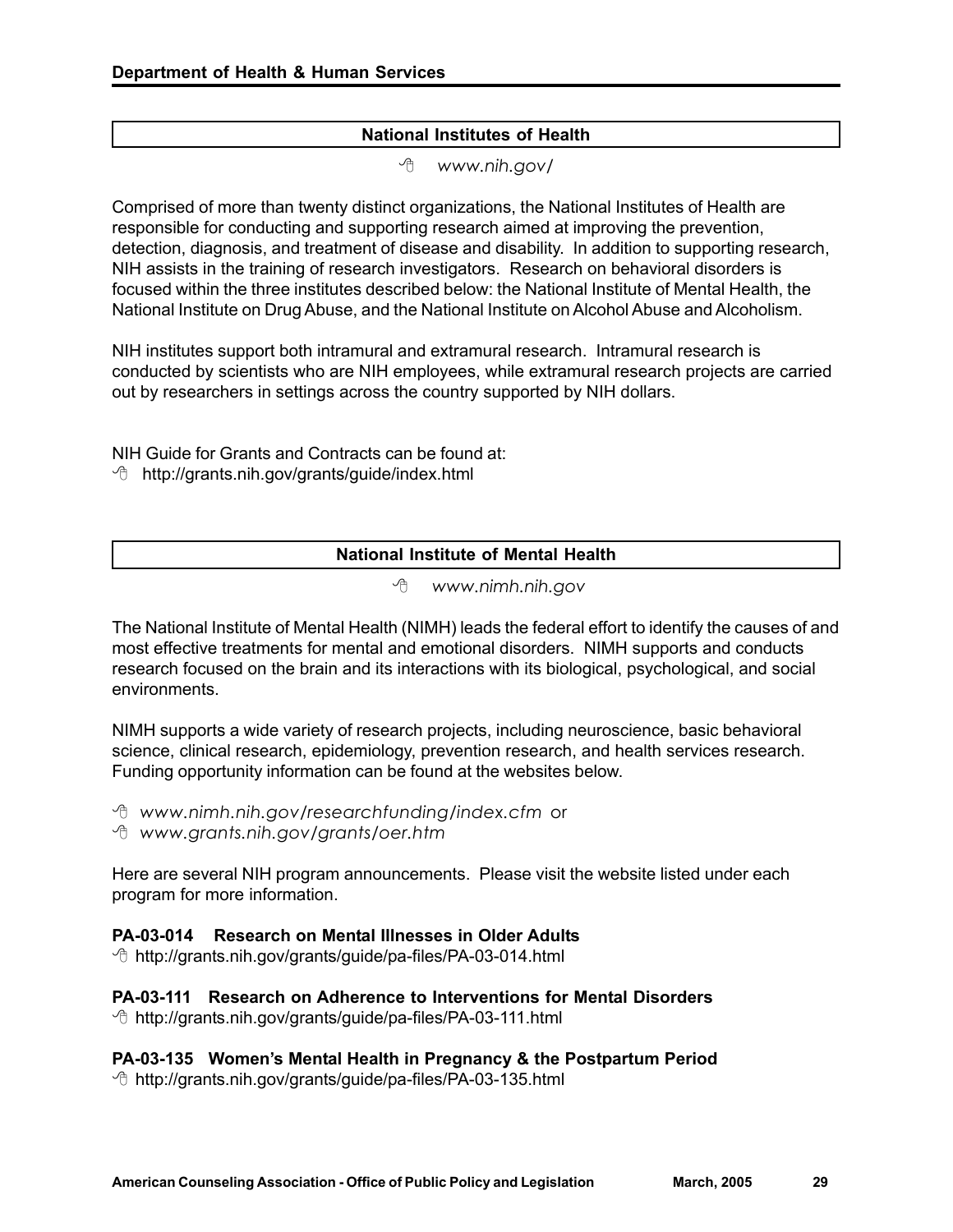## National Institutes of Health

*www.nih.gov/*

Comprised of more than twenty distinct organizations, the National Institutes of Health are responsible for conducting and supporting research aimed at improving the prevention, detection, diagnosis, and treatment of disease and disability. In addition to supporting research, NIH assists in the training of research investigators. Research on behavioral disorders is focused within the three institutes described below: the National Institute of Mental Health, the National Institute on Drug Abuse, and the National Institute on Alcohol Abuse and Alcoholism.

NIH institutes support both intramural and extramural research. Intramural research is conducted by scientists who are NIH employees, while extramural research projects are carried out by researchers in settings across the country supported by NIH dollars.

NIH Guide for Grants and Contracts can be found at:
http://grants.nih.gov/grants/guide/index.html

## National Institute of Mental Health

*www.nimh.nih.gov*

The National Institute of Mental Health (NIMH) leads the federal effort to identify the causes of and most effective treatments for mental and emotional disorders. NIMH supports and conducts research focused on the brain and its interactions with its biological, psychological, and social environments.

NIMH supports a wide variety of research projects, including neuroscience, basic behavioral science, clinical research, epidemiology, prevention research, and health services research. Funding opportunity information can be found at the websites below.

*www.nimh.nih.gov/researchfunding/index.cfm* or
*www.grants.nih.gov/grants/oer.htm*

Here are several NIH program announcements. Please visit the website listed under each program for more information.

**PA-03-014 Research on Mental Illnesses in Older Adults**
http://grants.nih.gov/grants/guide/pa-files/PA-03-014.html

**PA-03-111 Research on Adherence to Interventions for Mental Disorders**
http://grants.nih.gov/grants/guide/pa-files/PA-03-111.html

**PA-03-135 Women's Mental Health in Pregnancy & the Postpartum Period**
http://grants.nih.gov/grants/guide/pa-files/PA-03-135.html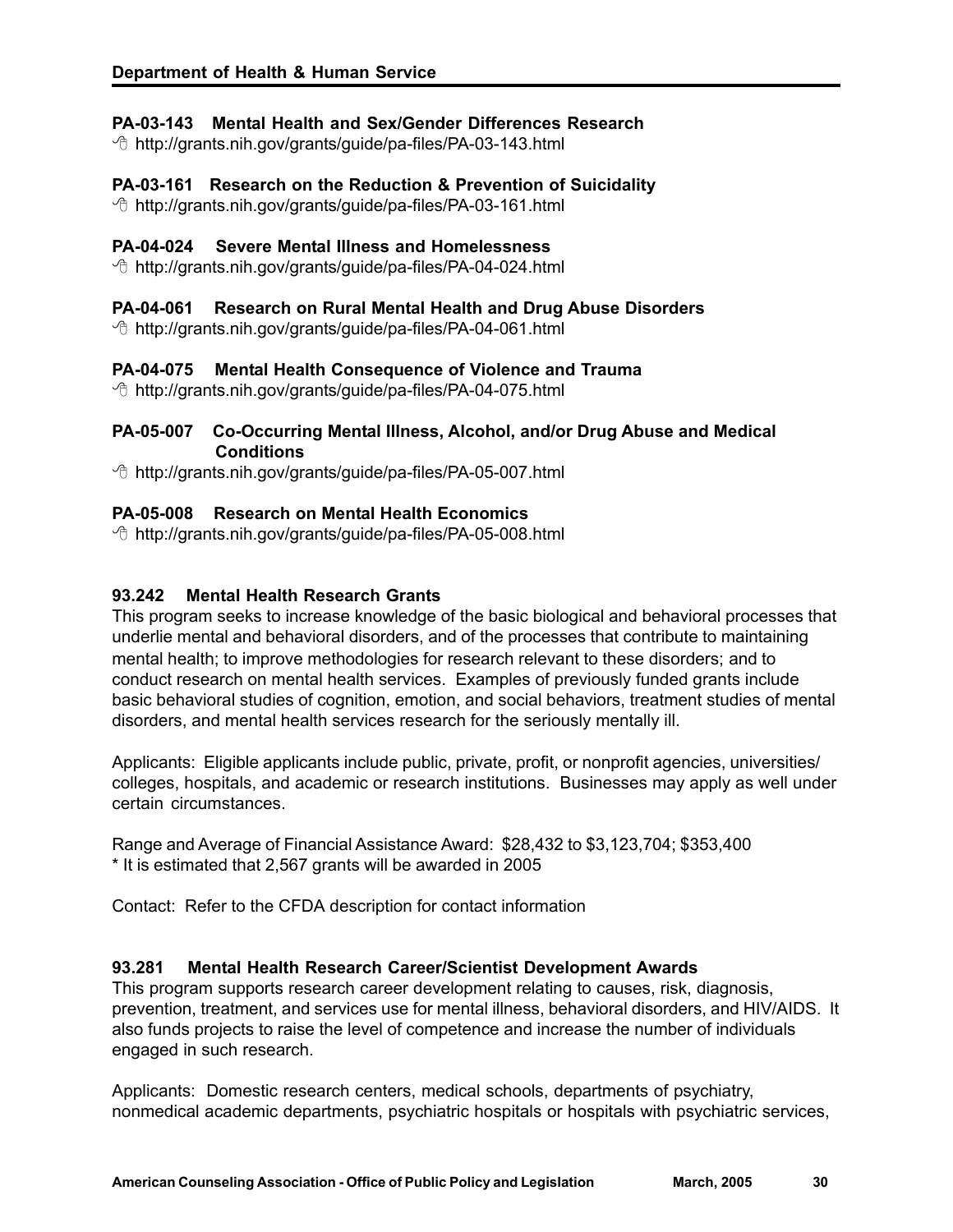### PA-03-143 Mental Health and Sex/Gender Differences Research

http://grants.nih.gov/grants/guide/pa-files/PA-03-143.html

### PA-03-161 Research on the Reduction & Prevention of Suicidality

http://grants.nih.gov/grants/guide/pa-files/PA-03-161.html

### PA-04-024 Severe Mental Illness and Homelessness

http://grants.nih.gov/grants/guide/pa-files/PA-04-024.html

### PA-04-061 Research on Rural Mental Health and Drug Abuse Disorders

http://grants.nih.gov/grants/guide/pa-files/PA-04-061.html

### PA-04-075 Mental Health Consequence of Violence and Trauma

http://grants.nih.gov/grants/guide/pa-files/PA-04-075.html

### PA-05-007 Co-Occurring Mental Illness, Alcohol, and/or Drug Abuse and Medical Conditions

http://grants.nih.gov/grants/guide/pa-files/PA-05-007.html

### PA-05-008 Research on Mental Health Economics

http://grants.nih.gov/grants/guide/pa-files/PA-05-008.html

### 93.242 Mental Health Research Grants

This program seeks to increase knowledge of the basic biological and behavioral processes that underlie mental and behavioral disorders, and of the processes that contribute to maintaining mental health; to improve methodologies for research relevant to these disorders; and to conduct research on mental health services. Examples of previously funded grants include basic behavioral studies of cognition, emotion, and social behaviors, treatment studies of mental disorders, and mental health services research for the seriously mentally ill.

Applicants: Eligible applicants include public, private, profit, or nonprofit agencies, universities/ colleges, hospitals, and academic or research institutions. Businesses may apply as well under certain circumstances.

Range and Average of Financial Assistance Award: $28,432 to $3,123,704; $353,400
* It is estimated that 2,567 grants will be awarded in 2005

Contact: Refer to the CFDA description for contact information

### 93.281 Mental Health Research Career/Scientist Development Awards

This program supports research career development relating to causes, risk, diagnosis, prevention, treatment, and services use for mental illness, behavioral disorders, and HIV/AIDS. It also funds projects to raise the level of competence and increase the number of individuals engaged in such research.

Applicants: Domestic research centers, medical schools, departments of psychiatry, nonmedical academic departments, psychiatric hospitals or hospitals with psychiatric services,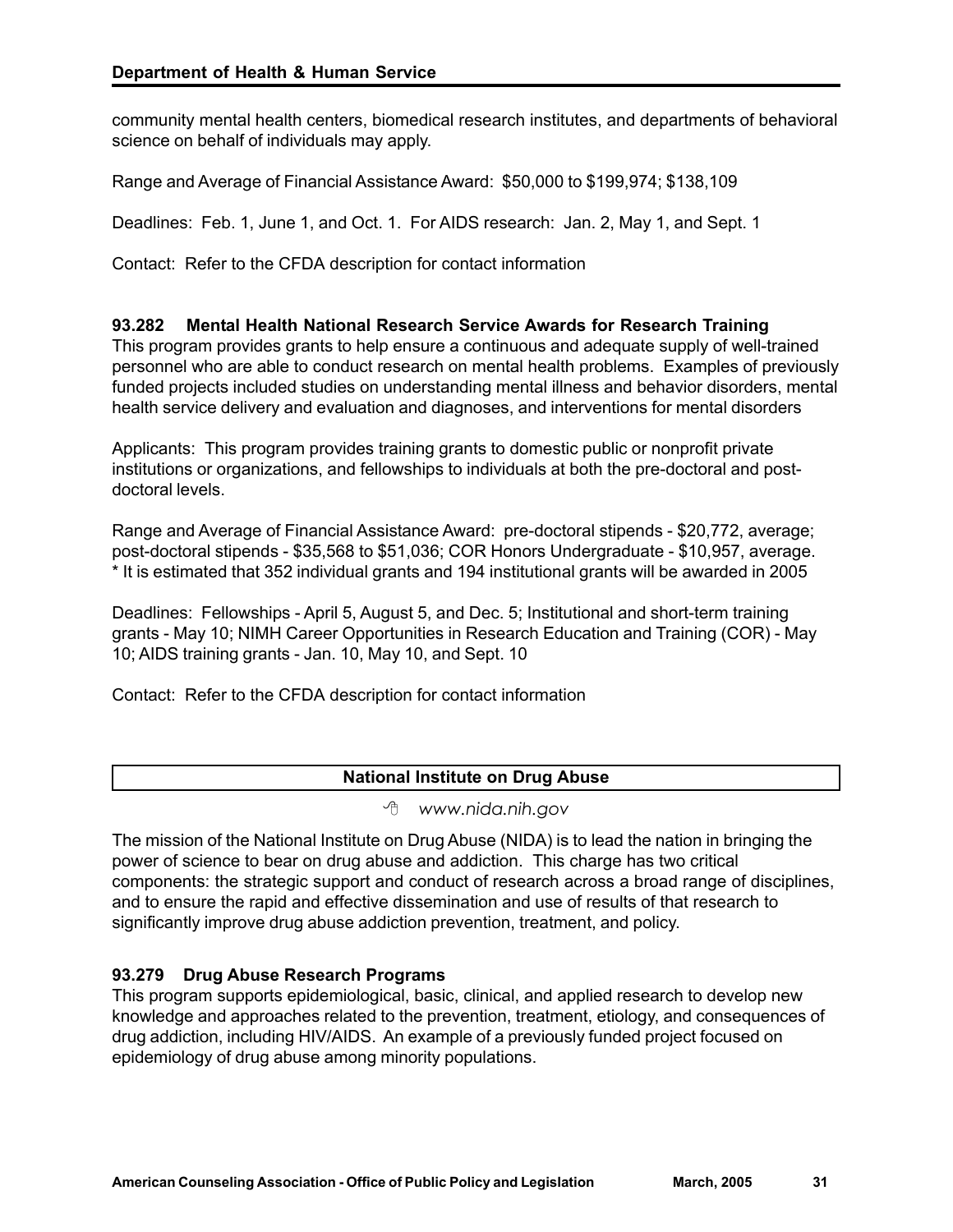community mental health centers, biomedical research institutes, and departments of behavioral science on behalf of individuals may apply.

Range and Average of Financial Assistance Award: $50,000 to $199,974; $138,109

Deadlines: Feb. 1, June 1, and Oct. 1. For AIDS research: Jan. 2, May 1, and Sept. 1

Contact: Refer to the CFDA description for contact information

### 93.282 Mental Health National Research Service Awards for Research Training

This program provides grants to help ensure a continuous and adequate supply of well-trained personnel who are able to conduct research on mental health problems. Examples of previously funded projects included studies on understanding mental illness and behavior disorders, mental health service delivery and evaluation and diagnoses, and interventions for mental disorders

Applicants: This program provides training grants to domestic public or nonprofit private institutions or organizations, and fellowships to individuals at both the pre-doctoral and post-doctoral levels.

Range and Average of Financial Assistance Award: pre-doctoral stipends - $20,772, average; post-doctoral stipends - $35,568 to $51,036; COR Honors Undergraduate - $10,957, average.
* It is estimated that 352 individual grants and 194 institutional grants will be awarded in 2005

Deadlines: Fellowships - April 5, August 5, and Dec. 5; Institutional and short-term training grants - May 10; NIMH Career Opportunities in Research Education and Training (COR) - May 10; AIDS training grants - Jan. 10, May 10, and Sept. 10

Contact: Refer to the CFDA description for contact information

## National Institute on Drug Abuse

*www.nida.nih.gov*

The mission of the National Institute on Drug Abuse (NIDA) is to lead the nation in bringing the power of science to bear on drug abuse and addiction. This charge has two critical components: the strategic support and conduct of research across a broad range of disciplines, and to ensure the rapid and effective dissemination and use of results of that research to significantly improve drug abuse addiction prevention, treatment, and policy.

### 93.279 Drug Abuse Research Programs

This program supports epidemiological, basic, clinical, and applied research to develop new knowledge and approaches related to the prevention, treatment, etiology, and consequences of drug addiction, including HIV/AIDS. An example of a previously funded project focused on epidemiology of drug abuse among minority populations.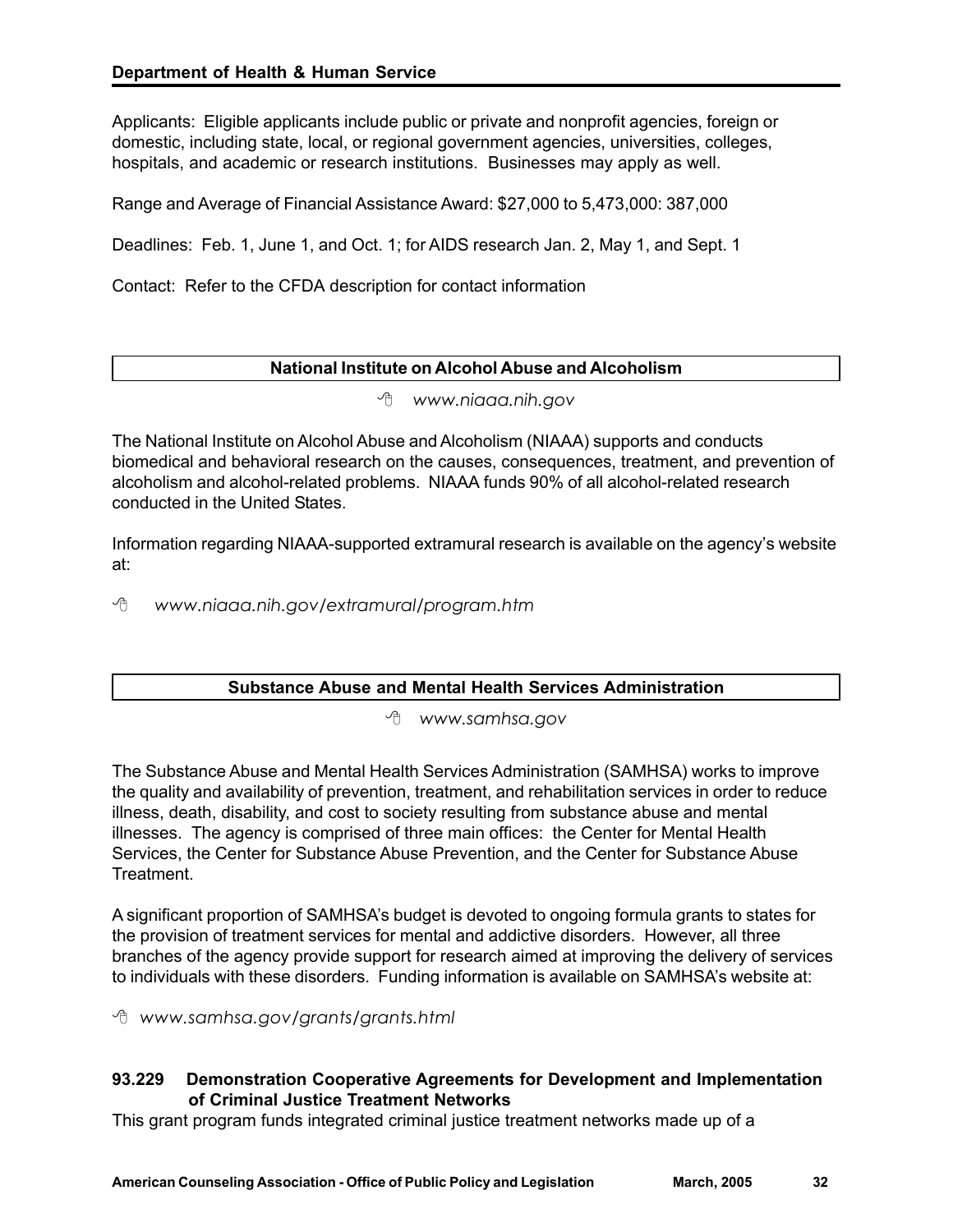Applicants: Eligible applicants include public or private and nonprofit agencies, foreign or domestic, including state, local, or regional government agencies, universities, colleges, hospitals, and academic or research institutions. Businesses may apply as well.

Range and Average of Financial Assistance Award: $27,000 to 5,473,000: 387,000

Deadlines: Feb. 1, June 1, and Oct. 1; for AIDS research Jan. 2, May 1, and Sept. 1

Contact: Refer to the CFDA description for contact information

## National Institute on Alcohol Abuse and Alcoholism

*www.niaaa.nih.gov*

The National Institute on Alcohol Abuse and Alcoholism (NIAAA) supports and conducts biomedical and behavioral research on the causes, consequences, treatment, and prevention of alcoholism and alcohol-related problems. NIAAA funds 90% of all alcohol-related research conducted in the United States.

Information regarding NIAAA-supported extramural research is available on the agency's website at:

*www.niaaa.nih.gov/extramural/program.htm*

## Substance Abuse and Mental Health Services Administration

*www.samhsa.gov*

The Substance Abuse and Mental Health Services Administration (SAMHSA) works to improve the quality and availability of prevention, treatment, and rehabilitation services in order to reduce illness, death, disability, and cost to society resulting from substance abuse and mental illnesses. The agency is comprised of three main offices: the Center for Mental Health Services, the Center for Substance Abuse Prevention, and the Center for Substance Abuse Treatment.

A significant proportion of SAMHSA's budget is devoted to ongoing formula grants to states for the provision of treatment services for mental and addictive disorders. However, all three branches of the agency provide support for research aimed at improving the delivery of services to individuals with these disorders. Funding information is available on SAMHSA's website at:

*www.samhsa.gov/grants/grants.html*

### 93.229 Demonstration Cooperative Agreements for Development and Implementation of Criminal Justice Treatment Networks

This grant program funds integrated criminal justice treatment networks made up of a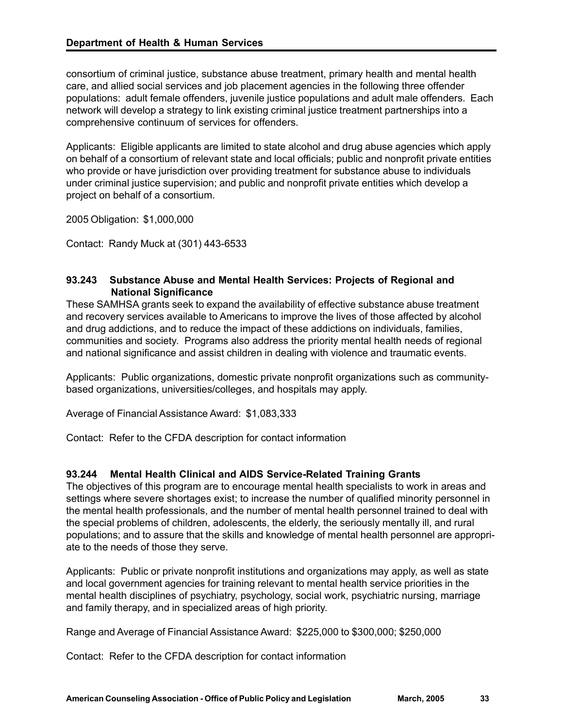consortium of criminal justice, substance abuse treatment, primary health and mental health care, and allied social services and job placement agencies in the following three offender populations: adult female offenders, juvenile justice populations and adult male offenders. Each network will develop a strategy to link existing criminal justice treatment partnerships into a comprehensive continuum of services for offenders.

Applicants: Eligible applicants are limited to state alcohol and drug abuse agencies which apply on behalf of a consortium of relevant state and local officials; public and nonprofit private entities who provide or have jurisdiction over providing treatment for substance abuse to individuals under criminal justice supervision; and public and nonprofit private entities which develop a project on behalf of a consortium.

2005 Obligation: $1,000,000

Contact: Randy Muck at (301) 443-6533

### 93.243 Substance Abuse and Mental Health Services: Projects of Regional and National Significance

These SAMHSA grants seek to expand the availability of effective substance abuse treatment and recovery services available to Americans to improve the lives of those affected by alcohol and drug addictions, and to reduce the impact of these addictions on individuals, families, communities and society. Programs also address the priority mental health needs of regional and national significance and assist children in dealing with violence and traumatic events.

Applicants: Public organizations, domestic private nonprofit organizations such as community-based organizations, universities/colleges, and hospitals may apply.

Average of Financial Assistance Award: $1,083,333

Contact: Refer to the CFDA description for contact information

### 93.244 Mental Health Clinical and AIDS Service-Related Training Grants

The objectives of this program are to encourage mental health specialists to work in areas and settings where severe shortages exist; to increase the number of qualified minority personnel in the mental health professionals, and the number of mental health personnel trained to deal with the special problems of children, adolescents, the elderly, the seriously mentally ill, and rural populations; and to assure that the skills and knowledge of mental health personnel are appropriate to the needs of those they serve.

Applicants: Public or private nonprofit institutions and organizations may apply, as well as state and local government agencies for training relevant to mental health service priorities in the mental health disciplines of psychiatry, psychology, social work, psychiatric nursing, marriage and family therapy, and in specialized areas of high priority.

Range and Average of Financial Assistance Award: $225,000 to $300,000; $250,000

Contact: Refer to the CFDA description for contact information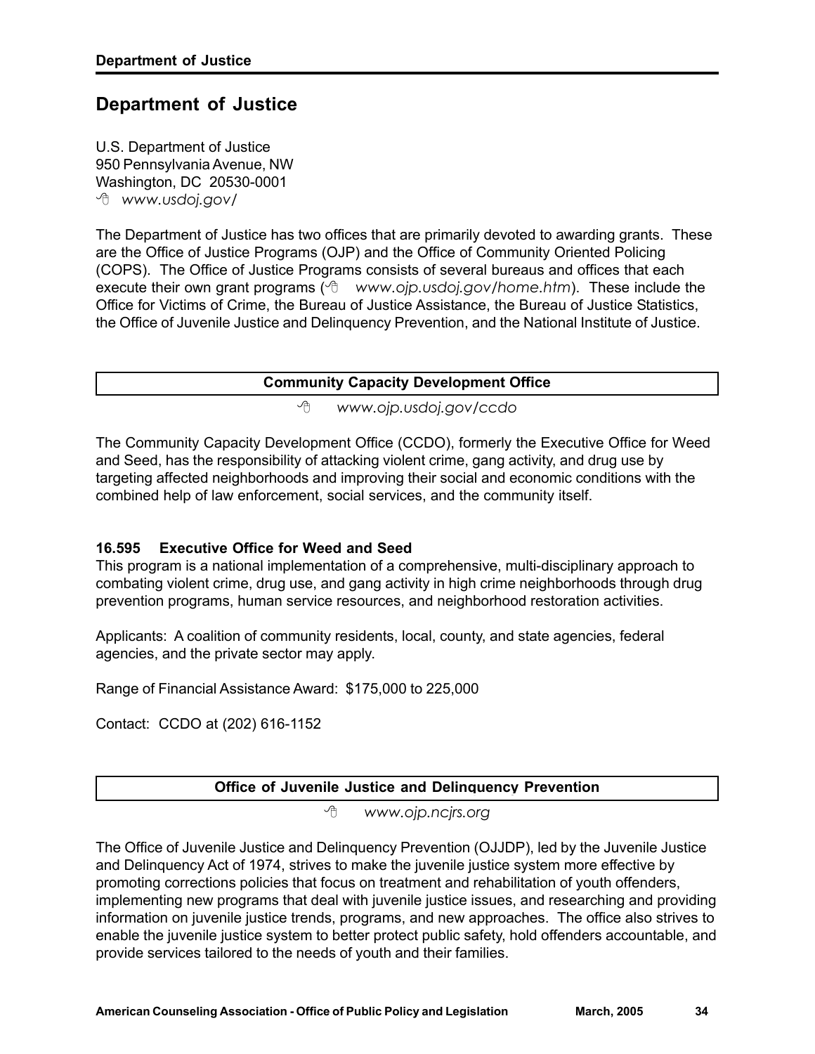# Department of Justice

U.S. Department of Justice
950 Pennsylvania Avenue, NW
Washington, DC 20530-0001
*www.usdoj.gov/*

The Department of Justice has two offices that are primarily devoted to awarding grants. These are the Office of Justice Programs (OJP) and the Office of Community Oriented Policing (COPS). The Office of Justice Programs consists of several bureaus and offices that each execute their own grant programs (*www.ojp.usdoj.gov/home.htm*). These include the Office for Victims of Crime, the Bureau of Justice Assistance, the Bureau of Justice Statistics, the Office of Juvenile Justice and Delinquency Prevention, and the National Institute of Justice.

## Community Capacity Development Office

*www.ojp.usdoj.gov/ccdo*

The Community Capacity Development Office (CCDO), formerly the Executive Office for Weed and Seed, has the responsibility of attacking violent crime, gang activity, and drug use by targeting affected neighborhoods and improving their social and economic conditions with the combined help of law enforcement, social services, and the community itself.

### 16.595 Executive Office for Weed and Seed

This program is a national implementation of a comprehensive, multi-disciplinary approach to combating violent crime, drug use, and gang activity in high crime neighborhoods through drug prevention programs, human service resources, and neighborhood restoration activities.

Applicants: A coalition of community residents, local, county, and state agencies, federal agencies, and the private sector may apply.

Range of Financial Assistance Award: $175,000 to 225,000

Contact: CCDO at (202) 616-1152

## Office of Juvenile Justice and Delinquency Prevention

*www.ojp.ncjrs.org*

The Office of Juvenile Justice and Delinquency Prevention (OJJDP), led by the Juvenile Justice and Delinquency Act of 1974, strives to make the juvenile justice system more effective by promoting corrections policies that focus on treatment and rehabilitation of youth offenders, implementing new programs that deal with juvenile justice issues, and researching and providing information on juvenile justice trends, programs, and new approaches. The office also strives to enable the juvenile justice system to better protect public safety, hold offenders accountable, and provide services tailored to the needs of youth and their families.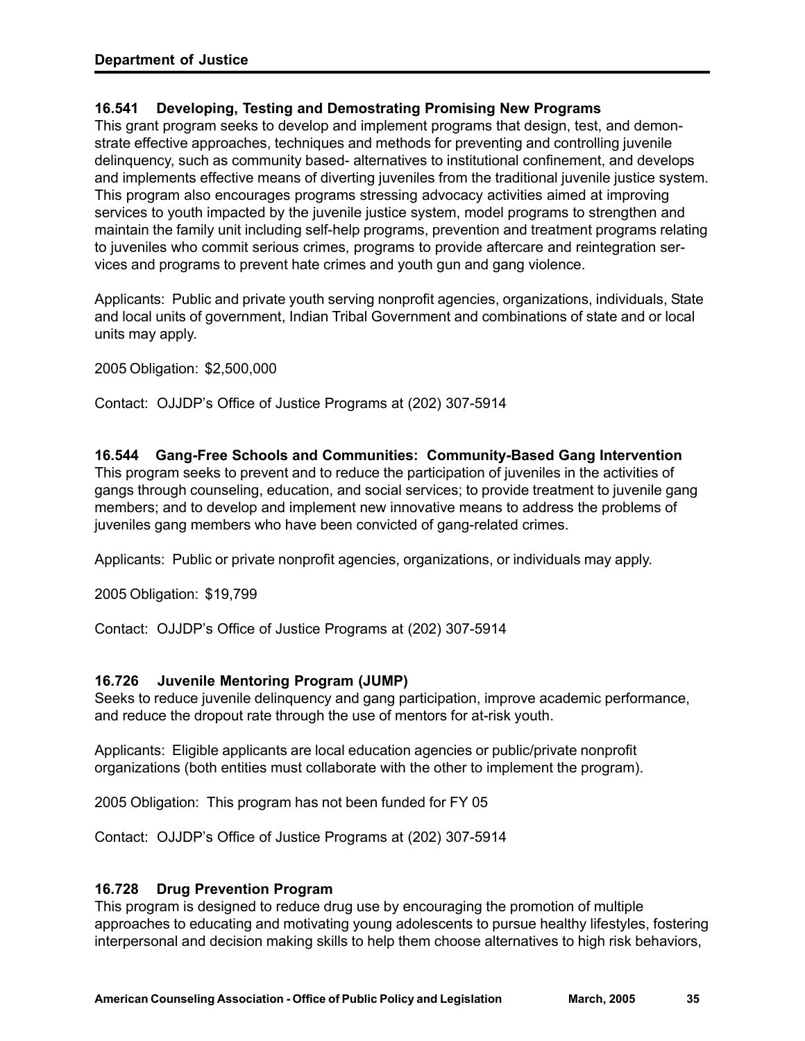### 16.541 Developing, Testing and Demostrating Promising New Programs

This grant program seeks to develop and implement programs that design, test, and demonstrate effective approaches, techniques and methods for preventing and controlling juvenile delinquency, such as community based- alternatives to institutional confinement, and develops and implements effective means of diverting juveniles from the traditional juvenile justice system. This program also encourages programs stressing advocacy activities aimed at improving services to youth impacted by the juvenile justice system, model programs to strengthen and maintain the family unit including self-help programs, prevention and treatment programs relating to juveniles who commit serious crimes, programs to provide aftercare and reintegration services and programs to prevent hate crimes and youth gun and gang violence.

Applicants: Public and private youth serving nonprofit agencies, organizations, individuals, State and local units of government, Indian Tribal Government and combinations of state and or local units may apply.

2005 Obligation: $2,500,000

Contact: OJJDP's Office of Justice Programs at (202) 307-5914

### 16.544 Gang-Free Schools and Communities: Community-Based Gang Intervention

This program seeks to prevent and to reduce the participation of juveniles in the activities of gangs through counseling, education, and social services; to provide treatment to juvenile gang members; and to develop and implement new innovative means to address the problems of juveniles gang members who have been convicted of gang-related crimes.

Applicants: Public or private nonprofit agencies, organizations, or individuals may apply.

2005 Obligation: $19,799

Contact: OJJDP's Office of Justice Programs at (202) 307-5914

### 16.726 Juvenile Mentoring Program (JUMP)

Seeks to reduce juvenile delinquency and gang participation, improve academic performance, and reduce the dropout rate through the use of mentors for at-risk youth.

Applicants: Eligible applicants are local education agencies or public/private nonprofit organizations (both entities must collaborate with the other to implement the program).

2005 Obligation: This program has not been funded for FY 05

Contact: OJJDP's Office of Justice Programs at (202) 307-5914

### 16.728 Drug Prevention Program

This program is designed to reduce drug use by encouraging the promotion of multiple approaches to educating and motivating young adolescents to pursue healthy lifestyles, fostering interpersonal and decision making skills to help them choose alternatives to high risk behaviors,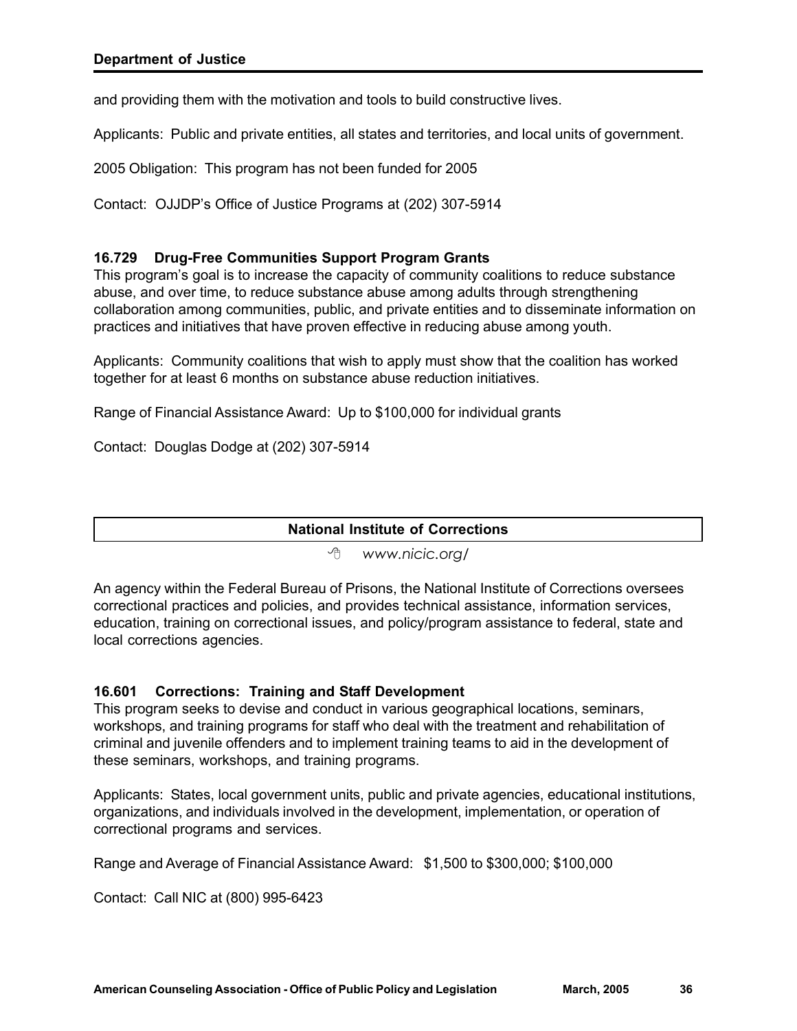and providing them with the motivation and tools to build constructive lives.

Applicants: Public and private entities, all states and territories, and local units of government.

2005 Obligation: This program has not been funded for 2005

Contact: OJJDP's Office of Justice Programs at (202) 307-5914

### 16.729 Drug-Free Communities Support Program Grants

This program's goal is to increase the capacity of community coalitions to reduce substance abuse, and over time, to reduce substance abuse among adults through strengthening collaboration among communities, public, and private entities and to disseminate information on practices and initiatives that have proven effective in reducing abuse among youth.

Applicants: Community coalitions that wish to apply must show that the coalition has worked together for at least 6 months on substance abuse reduction initiatives.

Range of Financial Assistance Award: Up to $100,000 for individual grants

Contact: Douglas Dodge at (202) 307-5914

## National Institute of Corrections

*www.nicic.org/*

An agency within the Federal Bureau of Prisons, the National Institute of Corrections oversees correctional practices and policies, and provides technical assistance, information services, education, training on correctional issues, and policy/program assistance to federal, state and local corrections agencies.

### 16.601 Corrections: Training and Staff Development

This program seeks to devise and conduct in various geographical locations, seminars, workshops, and training programs for staff who deal with the treatment and rehabilitation of criminal and juvenile offenders and to implement training teams to aid in the development of these seminars, workshops, and training programs.

Applicants: States, local government units, public and private agencies, educational institutions, organizations, and individuals involved in the development, implementation, or operation of correctional programs and services.

Range and Average of Financial Assistance Award: $1,500 to $300,000; $100,000

Contact: Call NIC at (800) 995-6423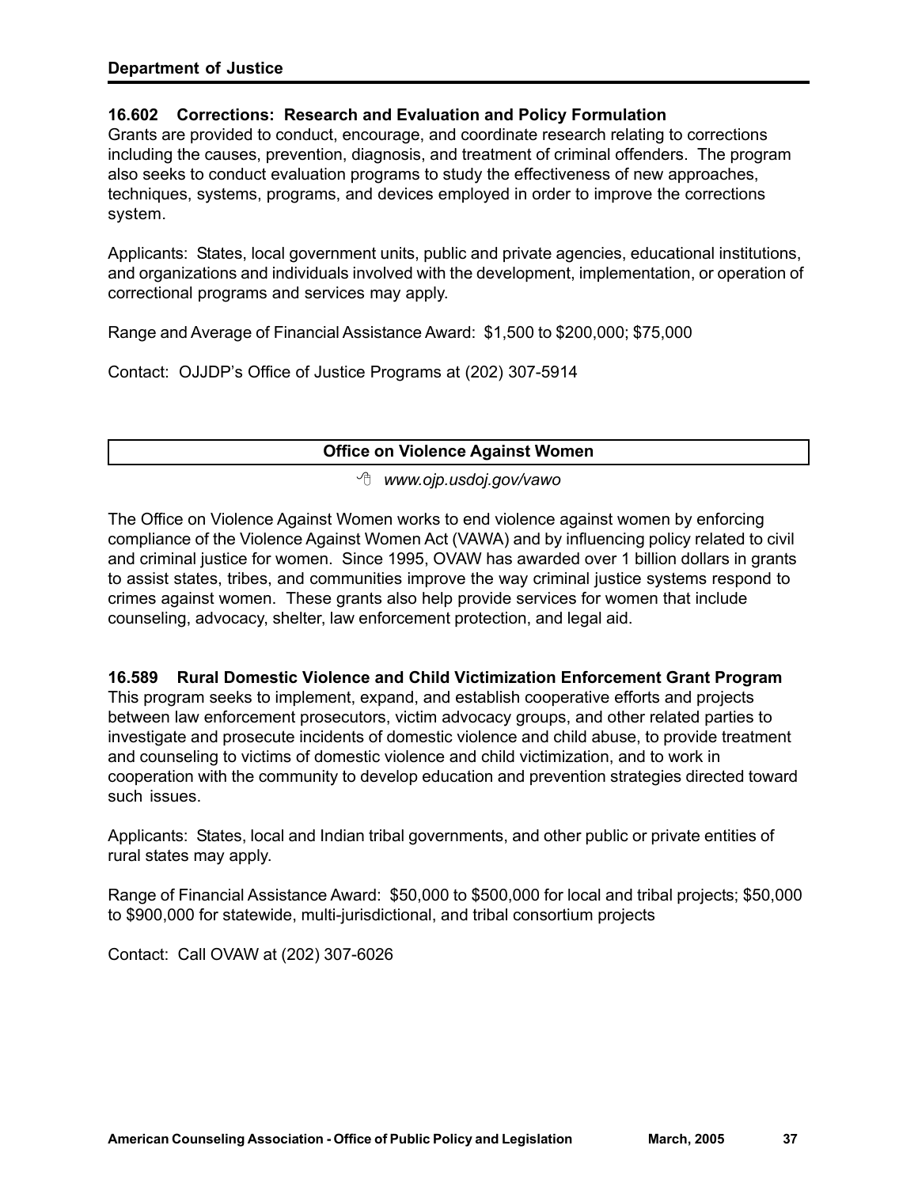### 16.602 Corrections: Research and Evaluation and Policy Formulation

Grants are provided to conduct, encourage, and coordinate research relating to corrections including the causes, prevention, diagnosis, and treatment of criminal offenders. The program also seeks to conduct evaluation programs to study the effectiveness of new approaches, techniques, systems, programs, and devices employed in order to improve the corrections system.

Applicants: States, local government units, public and private agencies, educational institutions, and organizations and individuals involved with the development, implementation, or operation of correctional programs and services may apply.

Range and Average of Financial Assistance Award: $1,500 to $200,000; $75,000

Contact: OJJDP's Office of Justice Programs at (202) 307-5914

## Office on Violence Against Women

*www.ojp.usdoj.gov/vawo*

The Office on Violence Against Women works to end violence against women by enforcing compliance of the Violence Against Women Act (VAWA) and by influencing policy related to civil and criminal justice for women. Since 1995, OVAW has awarded over 1 billion dollars in grants to assist states, tribes, and communities improve the way criminal justice systems respond to crimes against women. These grants also help provide services for women that include counseling, advocacy, shelter, law enforcement protection, and legal aid.

### 16.589 Rural Domestic Violence and Child Victimization Enforcement Grant Program

This program seeks to implement, expand, and establish cooperative efforts and projects between law enforcement prosecutors, victim advocacy groups, and other related parties to investigate and prosecute incidents of domestic violence and child abuse, to provide treatment and counseling to victims of domestic violence and child victimization, and to work in cooperation with the community to develop education and prevention strategies directed toward such issues.

Applicants: States, local and Indian tribal governments, and other public or private entities of rural states may apply.

Range of Financial Assistance Award: $50,000 to $500,000 for local and tribal projects; $50,000 to $900,000 for statewide, multi-jurisdictional, and tribal consortium projects

Contact: Call OVAW at (202) 307-6026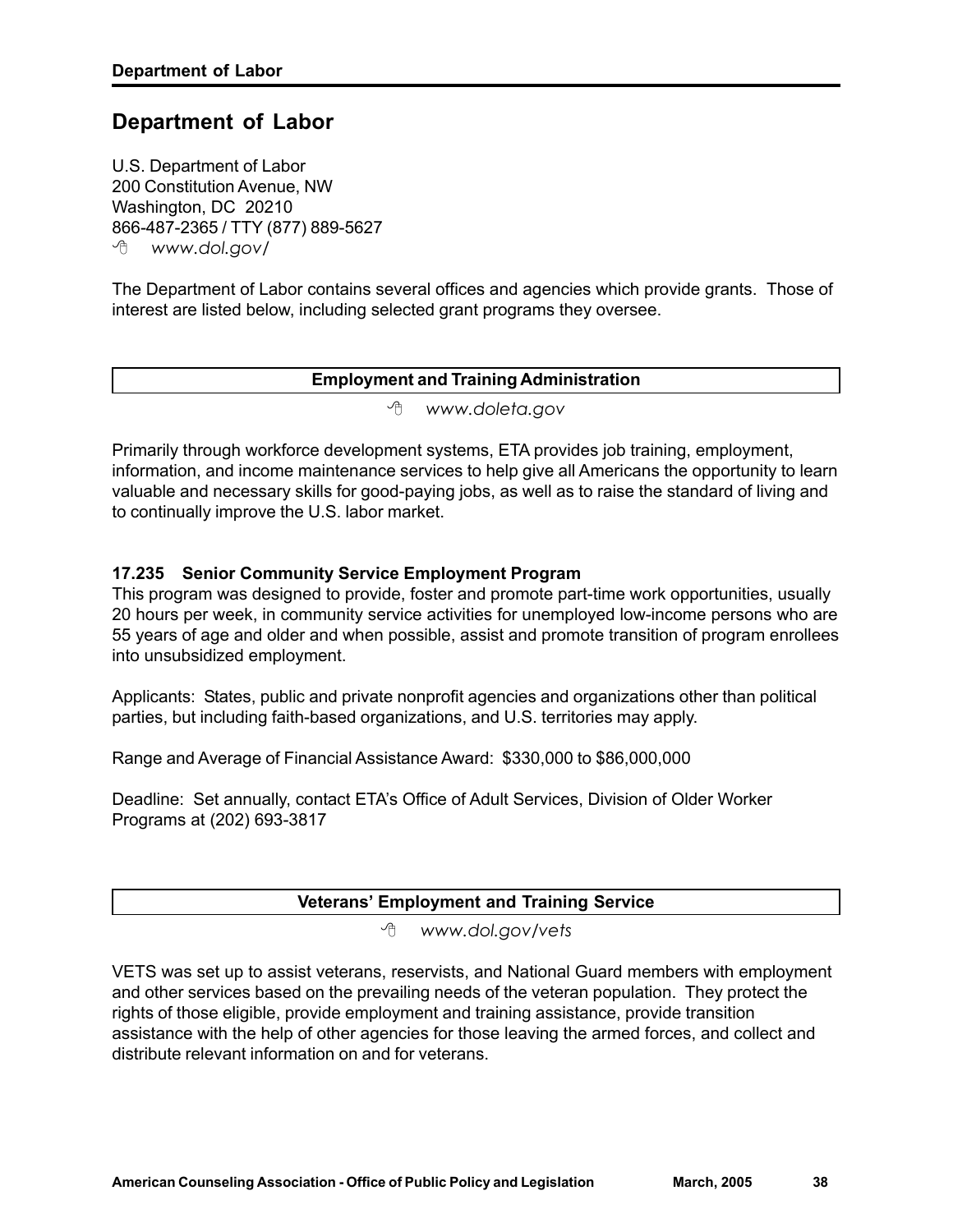# Department of Labor

U.S. Department of Labor
200 Constitution Avenue, NW
Washington, DC 20210
866-487-2365 / TTY (877) 889-5627
*www.dol.gov/*

The Department of Labor contains several offices and agencies which provide grants. Those of interest are listed below, including selected grant programs they oversee.

## Employment and Training Administration

*www.doleta.gov*

Primarily through workforce development systems, ETA provides job training, employment, information, and income maintenance services to help give all Americans the opportunity to learn valuable and necessary skills for good-paying jobs, as well as to raise the standard of living and to continually improve the U.S. labor market.

### 17.235 Senior Community Service Employment Program

This program was designed to provide, foster and promote part-time work opportunities, usually 20 hours per week, in community service activities for unemployed low-income persons who are 55 years of age and older and when possible, assist and promote transition of program enrollees into unsubsidized employment.

Applicants: States, public and private nonprofit agencies and organizations other than political parties, but including faith-based organizations, and U.S. territories may apply.

Range and Average of Financial Assistance Award: $330,000 to $86,000,000

Deadline: Set annually, contact ETA's Office of Adult Services, Division of Older Worker Programs at (202) 693-3817

## Veterans' Employment and Training Service

*www.dol.gov/vets*

VETS was set up to assist veterans, reservists, and National Guard members with employment and other services based on the prevailing needs of the veteran population. They protect the rights of those eligible, provide employment and training assistance, provide transition assistance with the help of other agencies for those leaving the armed forces, and collect and distribute relevant information on and for veterans.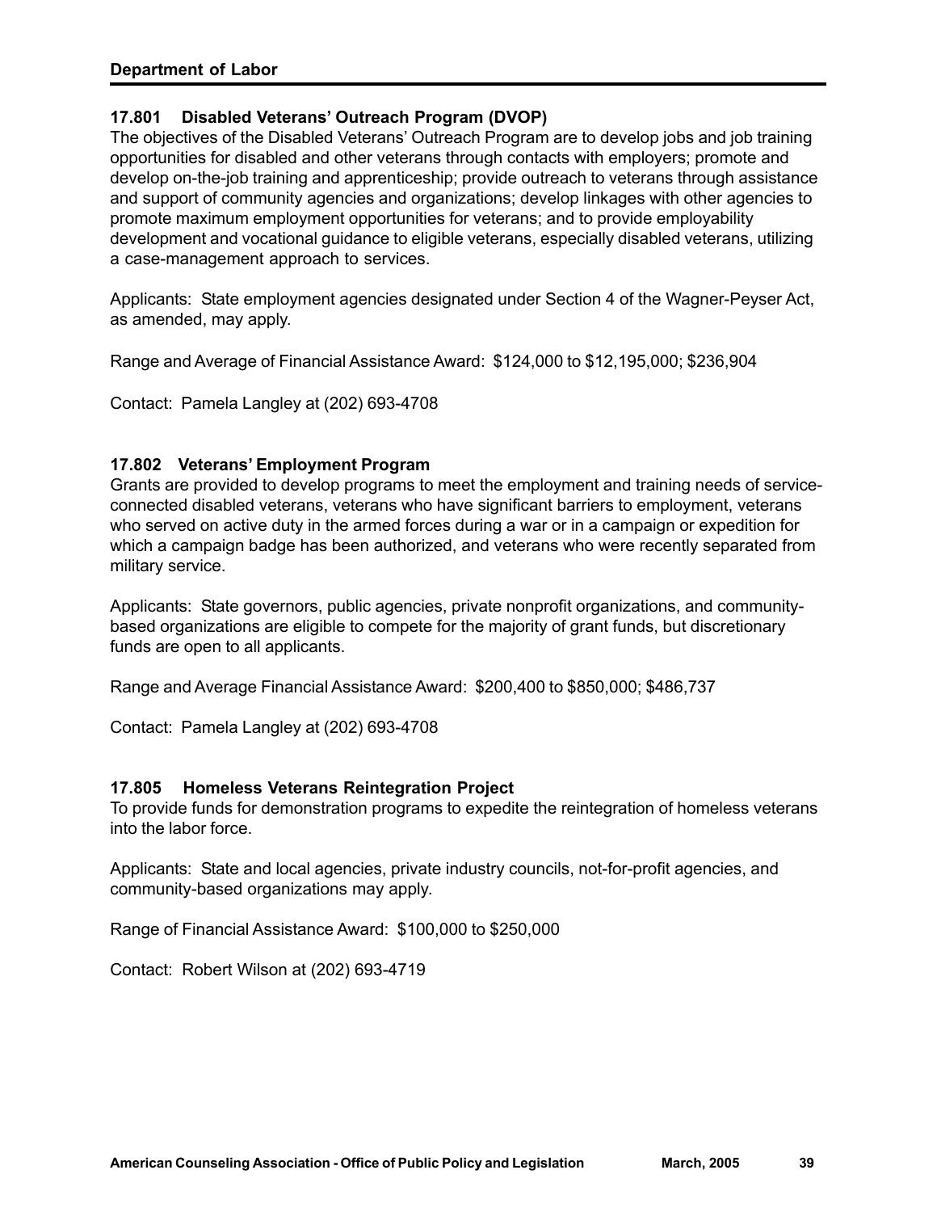## Department of Labor

### 17.801 Disabled Veterans' Outreach Program (DVOP)

The objectives of the Disabled Veterans' Outreach Program are to develop jobs and job training opportunities for disabled and other veterans through contacts with employers; promote and develop on-the-job training and apprenticeship; provide outreach to veterans through assistance and support of community agencies and organizations; develop linkages with other agencies to promote maximum employment opportunities for veterans; and to provide employability development and vocational guidance to eligible veterans, especially disabled veterans, utilizing a case-management approach to services.

Applicants: State employment agencies designated under Section 4 of the Wagner-Peyser Act, as amended, may apply.

Range and Average of Financial Assistance Award: $124,000 to $12,195,000; $236,904

Contact: Pamela Langley at (202) 693-4708

### 17.802 Veterans' Employment Program

Grants are provided to develop programs to meet the employment and training needs of service-connected disabled veterans, veterans who have significant barriers to employment, veterans who served on active duty in the armed forces during a war or in a campaign or expedition for which a campaign badge has been authorized, and veterans who were recently separated from military service.

Applicants: State governors, public agencies, private nonprofit organizations, and community-based organizations are eligible to compete for the majority of grant funds, but discretionary funds are open to all applicants.

Range and Average Financial Assistance Award: $200,400 to $850,000; $486,737

Contact: Pamela Langley at (202) 693-4708

### 17.805 Homeless Veterans Reintegration Project

To provide funds for demonstration programs to expedite the reintegration of homeless veterans into the labor force.

Applicants: State and local agencies, private industry councils, not-for-profit agencies, and community-based organizations may apply.

Range of Financial Assistance Award: $100,000 to $250,000

Contact: Robert Wilson at (202) 693-4719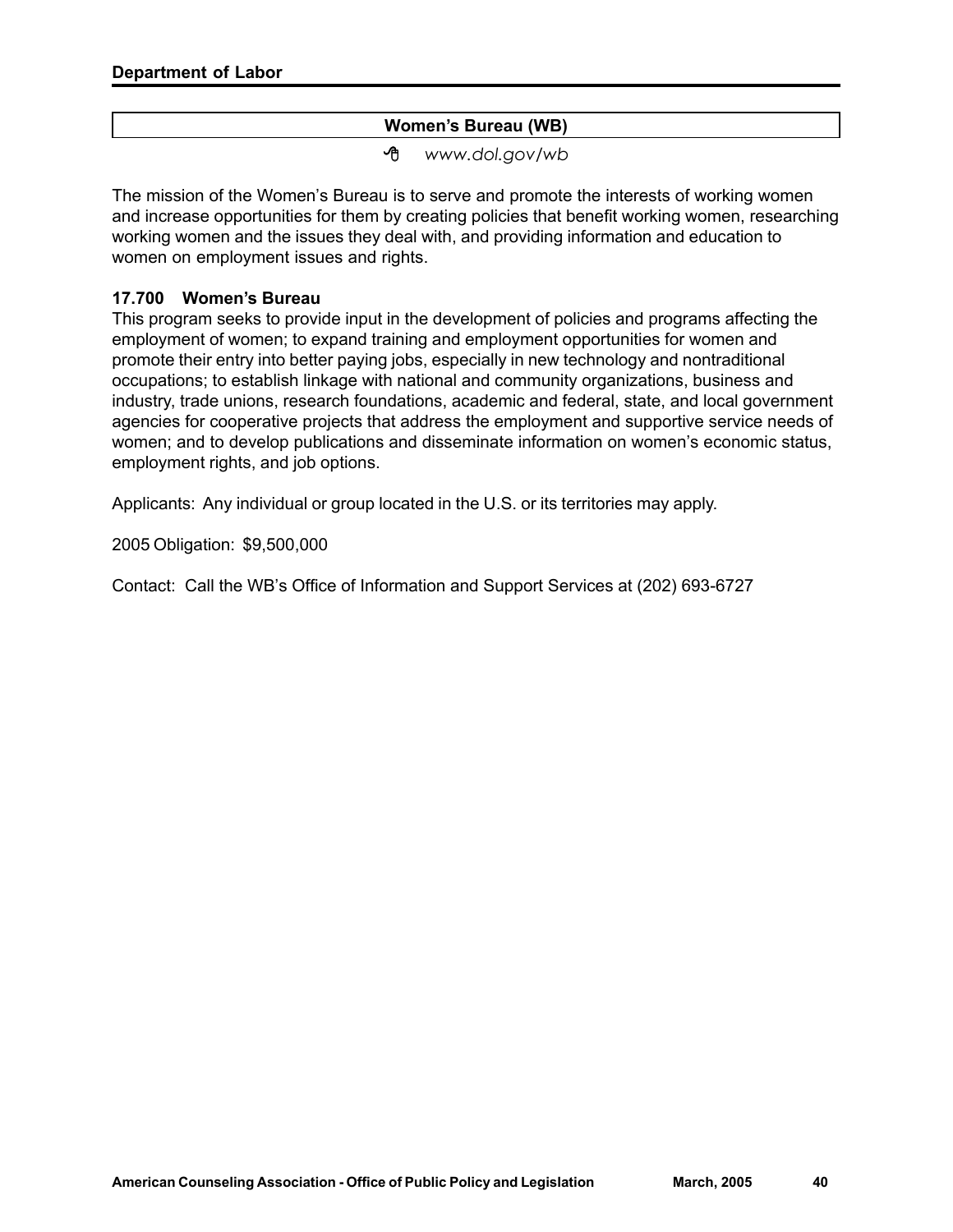## Women's Bureau (WB)

www.dol.gov/wb

The mission of the Women's Bureau is to serve and promote the interests of working women and increase opportunities for them by creating policies that benefit working women, researching working women and the issues they deal with, and providing information and education to women on employment issues and rights.

**17.700 Women's Bureau**

This program seeks to provide input in the development of policies and programs affecting the employment of women; to expand training and employment opportunities for women and promote their entry into better paying jobs, especially in new technology and nontraditional occupations; to establish linkage with national and community organizations, business and industry, trade unions, research foundations, academic and federal, state, and local government agencies for cooperative projects that address the employment and supportive service needs of women; and to develop publications and disseminate information on women's economic status, employment rights, and job options.

Applicants: Any individual or group located in the U.S. or its territories may apply.

2005 Obligation: $9,500,000

Contact: Call the WB's Office of Information and Support Services at (202) 693-6727